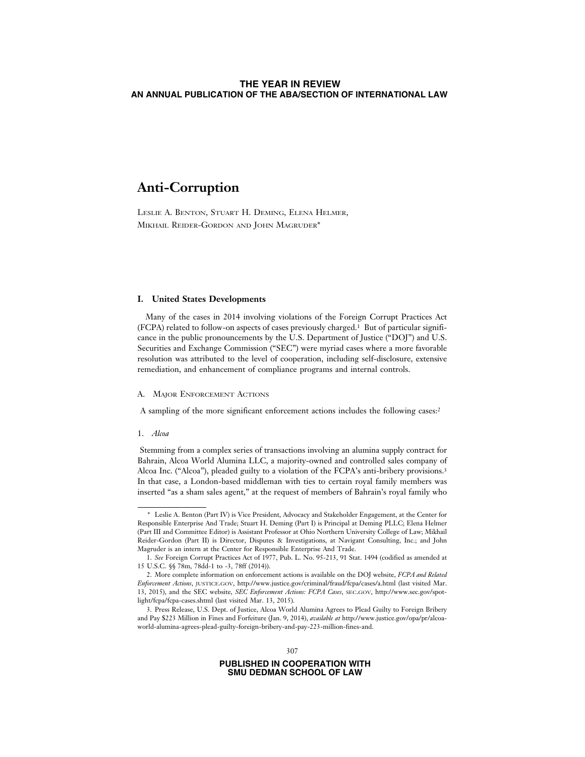**THE YEAR IN REVIEW**
**AN ANNUAL PUBLICATION OF THE ABA/SECTION OF INTERNATIONAL LAW**

# Anti-Corruption

Leslie A. Benton, Stuart H. Deming, Elena Helmer, Mikhail Reider-Gordon and John Magruder*

## I. United States Developments

Many of the cases in 2014 involving violations of the Foreign Corrupt Practices Act (FCPA) related to follow-on aspects of cases previously charged.[1] But of particular significance in the public pronouncements by the U.S. Department of Justice ("DOJ") and U.S. Securities and Exchange Commission ("SEC") were myriad cases where a more favorable resolution was attributed to the level of cooperation, including self-disclosure, extensive remediation, and enhancement of compliance programs and internal controls.

### A. Major Enforcement Actions

A sampling of the more significant enforcement actions includes the following cases:[2]

#### 1. *Alcoa*

Stemming from a complex series of transactions involving an alumina supply contract for Bahrain, Alcoa World Alumina LLC, a majority-owned and controlled sales company of Alcoa Inc. ("Alcoa"), pleaded guilty to a violation of the FCPA's anti-bribery provisions.[3] In that case, a London-based middleman with ties to certain royal family members was inserted "as a sham sales agent," at the request of members of Bahrain's royal family who

---

\* Leslie A. Benton (Part IV) is Vice President, Advocacy and Stakeholder Engagement, at the Center for Responsible Enterprise And Trade; Stuart H. Deming (Part I) is Principal at Deming PLLC; Elena Helmer (Part III and Committee Editor) is Assistant Professor at Ohio Northern University College of Law; Mikhail Reider-Gordon (Part II) is Director, Disputes & Investigations, at Navigant Consulting, Inc.; and John Magruder is an intern at the Center for Responsible Enterprise And Trade.

1. *See* Foreign Corrupt Practices Act of 1977, Pub. L. No. 95-213, 91 Stat. 1494 (codified as amended at 15 U.S.C. §§ 78m, 78dd-1 to -3, 78ff (2014)).

2. More complete information on enforcement actions is available on the DOJ website, *FCPA and Related Enforcement Actions*, JUSTICE.GOV, http://www.justice.gov/criminal/fraud/fcpa/cases/a.html (last visited Mar. 13, 2015), and the SEC website, *SEC Enforcement Actions: FCPA Cases*, SEC.GOV, http://www.sec.gov/spotlight/fcpa/fcpa-cases.shtml (last visited Mar. 13, 2015).

3. Press Release, U.S. Dept. of Justice, Alcoa World Alumina Agrees to Plead Guilty to Foreign Bribery and Pay $223 Million in Fines and Forfeiture (Jan. 9, 2014), *available at* http://www.justice.gov/opa/pr/alcoa-world-alumina-agrees-plead-guilty-foreign-bribery-and-pay-223-million-fines-and.

**PUBLISHED IN COOPERATION WITH**
**SMU DEDMAN SCHOOL OF LAW**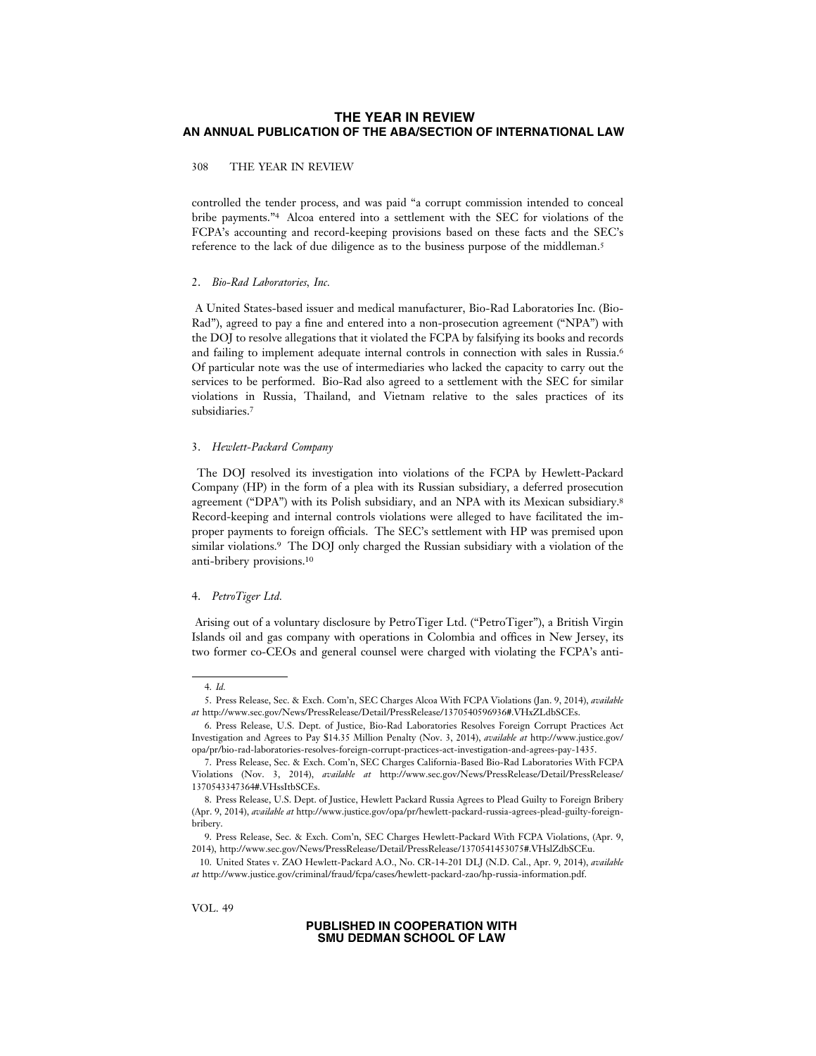controlled the tender process, and was paid "a corrupt commission intended to conceal bribe payments."[4] Alcoa entered into a settlement with the SEC for violations of the FCPA's accounting and record-keeping provisions based on these facts and the SEC's reference to the lack of due diligence as to the business purpose of the middleman.[5]

### 2. *Bio-Rad Laboratories, Inc.*

A United States-based issuer and medical manufacturer, Bio-Rad Laboratories Inc. ("Bio-Rad"), agreed to pay a fine and entered into a non-prosecution agreement ("NPA") with the DOJ to resolve allegations that it violated the FCPA by falsifying its books and records and failing to implement adequate internal controls in connection with sales in Russia.[6] Of particular note was the use of intermediaries who lacked the capacity to carry out the services to be performed. Bio-Rad also agreed to a settlement with the SEC for similar violations in Russia, Thailand, and Vietnam relative to the sales practices of its subsidiaries.[7]

### 3. *Hewlett-Packard Company*

The DOJ resolved its investigation into violations of the FCPA by Hewlett-Packard Company (HP) in the form of a plea with its Russian subsidiary, a deferred prosecution agreement ("DPA") with its Polish subsidiary, and an NPA with its Mexican subsidiary.[8] Record-keeping and internal controls violations were alleged to have facilitated the improper payments to foreign officials. The SEC's settlement with HP was premised upon similar violations.[9] The DOJ only charged the Russian subsidiary with a violation of the anti-bribery provisions.[10]

### 4. *PetroTiger Ltd.*

Arising out of a voluntary disclosure by PetroTiger Ltd. ("PetroTiger"), a British Virgin Islands oil and gas company with operations in Colombia and offices in New Jersey, its two former co-CEOs and general counsel were charged with violating the FCPA's anti-

---

4. *Id.*

5. Press Release, Sec. & Exch. Com'n, SEC Charges Alcoa With FCPA Violations (Jan. 9, 2014), *available at* http://www.sec.gov/News/PressRelease/Detail/PressRelease/1370540596936#.VHxZLdbSCEs.

6. Press Release, U.S. Dept. of Justice, Bio-Rad Laboratories Resolves Foreign Corrupt Practices Act Investigation and Agrees to Pay $14.35 Million Penalty (Nov. 3, 2014), *available at* http://www.justice.gov/opa/pr/bio-rad-laboratories-resolves-foreign-corrupt-practices-act-investigation-and-agrees-pay-1435.

7. Press Release, Sec. & Exch. Com'n, SEC Charges California-Based Bio-Rad Laboratories With FCPA Violations (Nov. 3, 2014), *available at* http://www.sec.gov/News/PressRelease/Detail/PressRelease/1370543347364#.VHssItbSCEs.

8. Press Release, U.S. Dept. of Justice, Hewlett Packard Russia Agrees to Plead Guilty to Foreign Bribery (Apr. 9, 2014), *available at* http://www.justice.gov/opa/pr/hewlett-packard-russia-agrees-plead-guilty-foreign-bribery.

9. Press Release, Sec. & Exch. Com'n, SEC Charges Hewlett-Packard With FCPA Violations, (Apr. 9, 2014), http://www.sec.gov/News/PressRelease/Detail/PressRelease/1370541453075#.VHslZdbSCEu.

10. United States v. ZAO Hewlett-Packard A.O., No. CR-14-201 DLJ (N.D. Cal., Apr. 9, 2014), *available at* http://www.justice.gov/criminal/fraud/fcpa/cases/hewlett-packard-zao/hp-russia-information.pdf.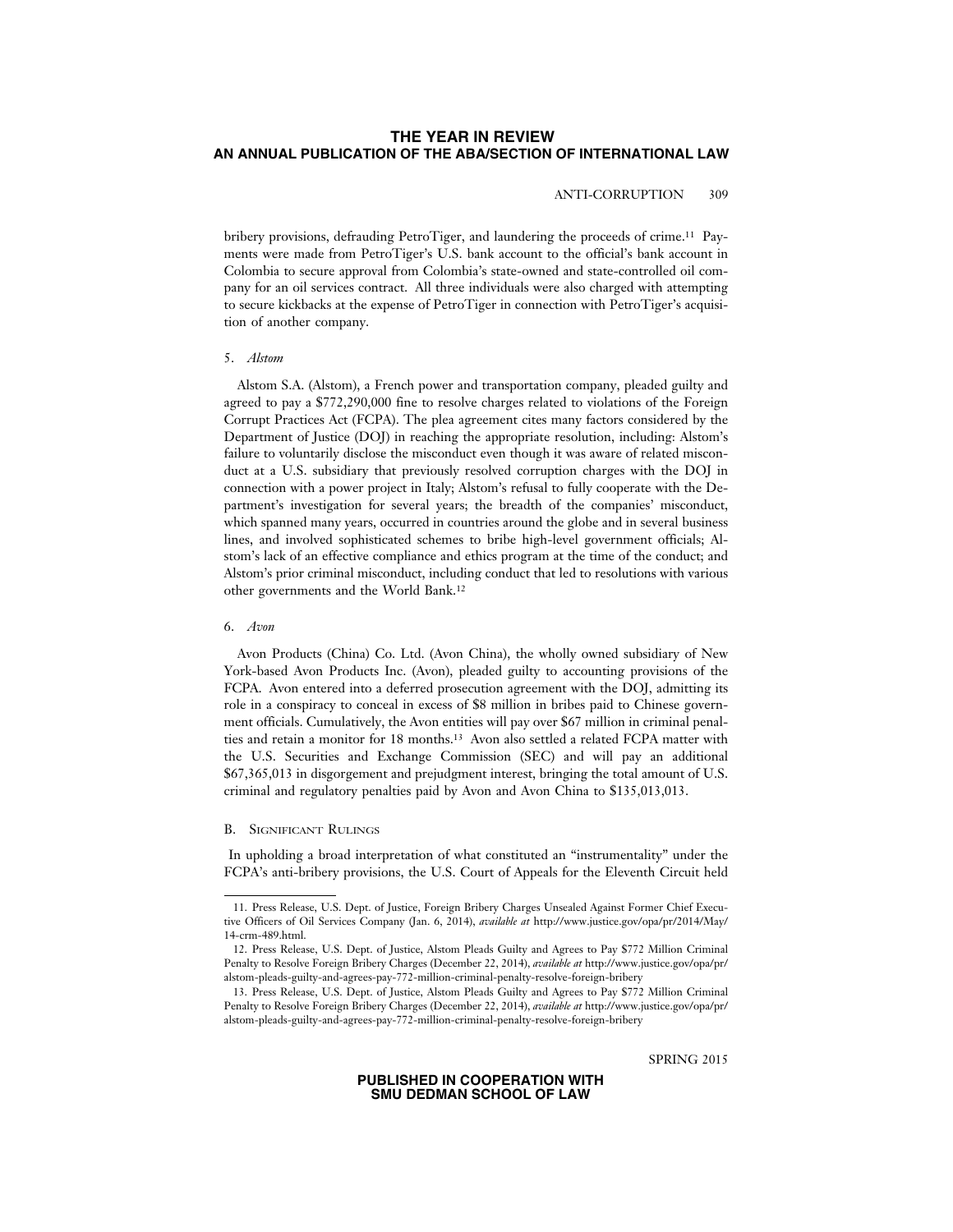bribery provisions, defrauding PetroTiger, and laundering the proceeds of crime.[11] Payments were made from PetroTiger's U.S. bank account to the official's bank account in Colombia to secure approval from Colombia's state-owned and state-controlled oil company for an oil services contract. All three individuals were also charged with attempting to secure kickbacks at the expense of PetroTiger in connection with PetroTiger's acquisition of another company.

### 5. *Alstom*

Alstom S.A. (Alstom), a French power and transportation company, pleaded guilty and agreed to pay a $772,290,000 fine to resolve charges related to violations of the Foreign Corrupt Practices Act (FCPA). The plea agreement cites many factors considered by the Department of Justice (DOJ) in reaching the appropriate resolution, including: Alstom's failure to voluntarily disclose the misconduct even though it was aware of related misconduct at a U.S. subsidiary that previously resolved corruption charges with the DOJ in connection with a power project in Italy; Alstom's refusal to fully cooperate with the Department's investigation for several years; the breadth of the companies' misconduct, which spanned many years, occurred in countries around the globe and in several business lines, and involved sophisticated schemes to bribe high-level government officials; Alstom's lack of an effective compliance and ethics program at the time of the conduct; and Alstom's prior criminal misconduct, including conduct that led to resolutions with various other governments and the World Bank.[12]

### 6. *Avon*

Avon Products (China) Co. Ltd. (Avon China), the wholly owned subsidiary of New York-based Avon Products Inc. (Avon), pleaded guilty to accounting provisions of the FCPA. Avon entered into a deferred prosecution agreement with the DOJ, admitting its role in a conspiracy to conceal in excess of $8 million in bribes paid to Chinese government officials. Cumulatively, the Avon entities will pay over $67 million in criminal penalties and retain a monitor for 18 months.[13] Avon also settled a related FCPA matter with the U.S. Securities and Exchange Commission (SEC) and will pay an additional $67,365,013 in disgorgement and prejudgment interest, bringing the total amount of U.S. criminal and regulatory penalties paid by Avon and Avon China to $135,013,013.

## B. Significant Rulings

In upholding a broad interpretation of what constituted an "instrumentality" under the FCPA's anti-bribery provisions, the U.S. Court of Appeals for the Eleventh Circuit held

---

11. Press Release, U.S. Dept. of Justice, Foreign Bribery Charges Unsealed Against Former Chief Executive Officers of Oil Services Company (Jan. 6, 2014), *available at* http://www.justice.gov/opa/pr/2014/May/14-crm-489.html.

12. Press Release, U.S. Dept. of Justice, Alstom Pleads Guilty and Agrees to Pay $772 Million Criminal Penalty to Resolve Foreign Bribery Charges (December 22, 2014), *available at* http://www.justice.gov/opa/pr/alstom-pleads-guilty-and-agrees-pay-772-million-criminal-penalty-resolve-foreign-bribery

13. Press Release, U.S. Dept. of Justice, Alstom Pleads Guilty and Agrees to Pay $772 Million Criminal Penalty to Resolve Foreign Bribery Charges (December 22, 2014), *available at* http://www.justice.gov/opa/pr/alstom-pleads-guilty-and-agrees-pay-772-million-criminal-penalty-resolve-foreign-bribery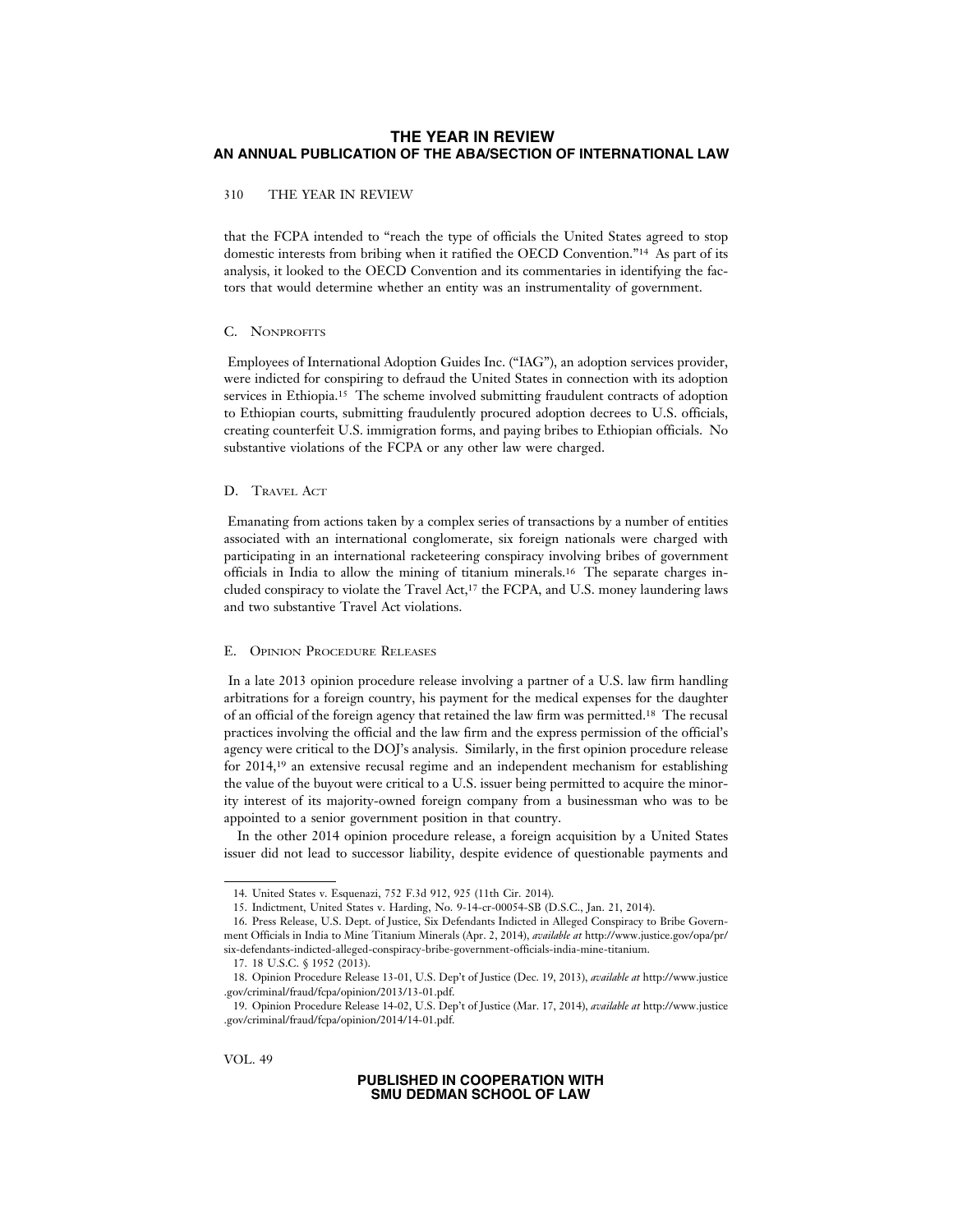that the FCPA intended to "reach the type of officials the United States agreed to stop domestic interests from bribing when it ratified the OECD Convention."[14] As part of its analysis, it looked to the OECD Convention and its commentaries in identifying the factors that would determine whether an entity was an instrumentality of government.

### C. Nonprofits

Employees of International Adoption Guides Inc. ("IAG"), an adoption services provider, were indicted for conspiring to defraud the United States in connection with its adoption services in Ethiopia.[15] The scheme involved submitting fraudulent contracts of adoption to Ethiopian courts, submitting fraudulently procured adoption decrees to U.S. officials, creating counterfeit U.S. immigration forms, and paying bribes to Ethiopian officials. No substantive violations of the FCPA or any other law were charged.

### D. Travel Act

Emanating from actions taken by a complex series of transactions by a number of entities associated with an international conglomerate, six foreign nationals were charged with participating in an international racketeering conspiracy involving bribes of government officials in India to allow the mining of titanium minerals.[16] The separate charges included conspiracy to violate the Travel Act,[17] the FCPA, and U.S. money laundering laws and two substantive Travel Act violations.

### E. Opinion Procedure Releases

In a late 2013 opinion procedure release involving a partner of a U.S. law firm handling arbitrations for a foreign country, his payment for the medical expenses for the daughter of an official of the foreign agency that retained the law firm was permitted.[18] The recusal practices involving the official and the law firm and the express permission of the official's agency were critical to the DOJ's analysis. Similarly, in the first opinion procedure release for 2014,[19] an extensive recusal regime and an independent mechanism for establishing the value of the buyout were critical to a U.S. issuer being permitted to acquire the minority interest of its majority-owned foreign company from a businessman who was to be appointed to a senior government position in that country.

In the other 2014 opinion procedure release, a foreign acquisition by a United States issuer did not lead to successor liability, despite evidence of questionable payments and

---

14. United States v. Esquenazi, 752 F.3d 912, 925 (11th Cir. 2014).

15. Indictment, United States v. Harding, No. 9-14-cr-00054-SB (D.S.C., Jan. 21, 2014).

16. Press Release, U.S. Dept. of Justice, Six Defendants Indicted in Alleged Conspiracy to Bribe Government Officials in India to Mine Titanium Minerals (Apr. 2, 2014), *available at* http://www.justice.gov/opa/pr/six-defendants-indicted-alleged-conspiracy-bribe-government-officials-india-mine-titanium.

17. 18 U.S.C. § 1952 (2013).

18. Opinion Procedure Release 13-01, U.S. Dep't of Justice (Dec. 19, 2013), *available at* http://www.justice.gov/criminal/fraud/fcpa/opinion/2013/13-01.pdf.

19. Opinion Procedure Release 14-02, U.S. Dep't of Justice (Mar. 17, 2014), *available at* http://www.justice.gov/criminal/fraud/fcpa/opinion/2014/14-01.pdf.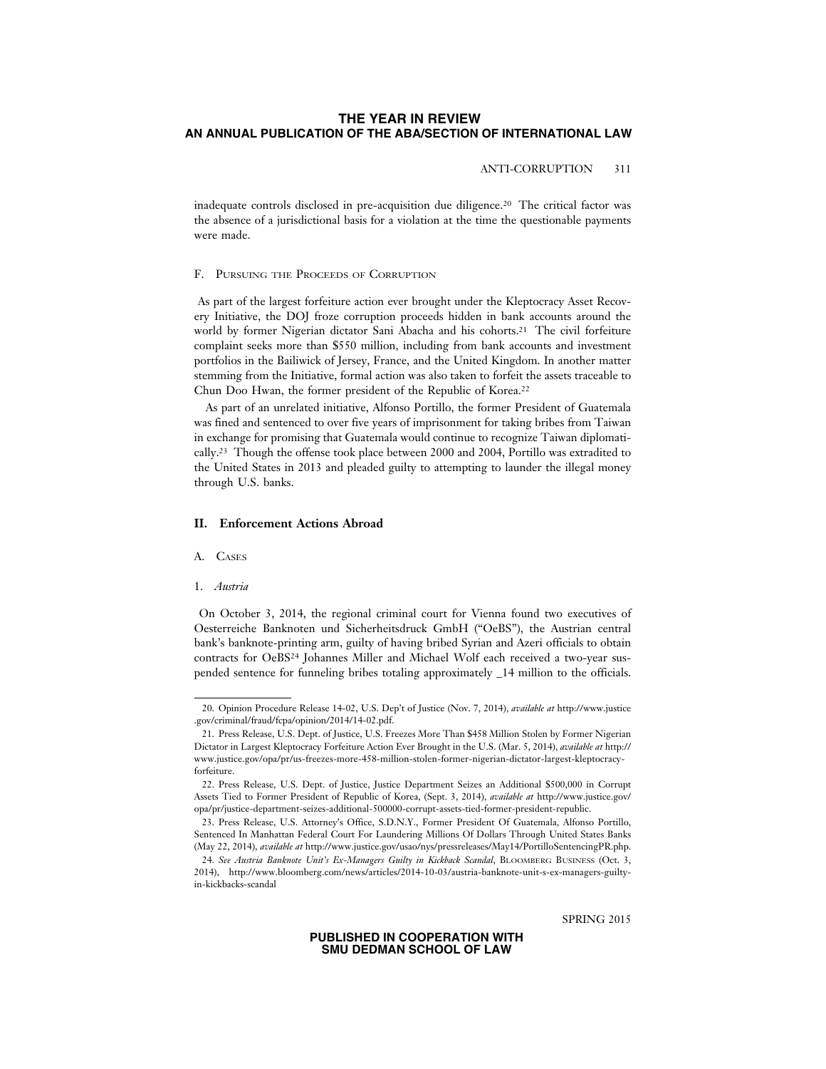inadequate controls disclosed in pre-acquisition due diligence.[20] The critical factor was the absence of a jurisdictional basis for a violation at the time the questionable payments were made.

### F. Pursuing the Proceeds of Corruption

As part of the largest forfeiture action ever brought under the Kleptocracy Asset Recovery Initiative, the DOJ froze corruption proceeds hidden in bank accounts around the world by former Nigerian dictator Sani Abacha and his cohorts.[21] The civil forfeiture complaint seeks more than $550 million, including from bank accounts and investment portfolios in the Bailiwick of Jersey, France, and the United Kingdom. In another matter stemming from the Initiative, formal action was also taken to forfeit the assets traceable to Chun Doo Hwan, the former president of the Republic of Korea.[22]

As part of an unrelated initiative, Alfonso Portillo, the former President of Guatemala was fined and sentenced to over five years of imprisonment for taking bribes from Taiwan in exchange for promising that Guatemala would continue to recognize Taiwan diplomatically.[23] Though the offense took place between 2000 and 2004, Portillo was extradited to the United States in 2013 and pleaded guilty to attempting to launder the illegal money through U.S. banks.

## II. Enforcement Actions Abroad

### A. Cases

#### 1. *Austria*

On October 3, 2014, the regional criminal court for Vienna found two executives of Oesterreiche Banknoten und Sicherheitsdruck GmbH ("OeBS"), the Austrian central bank's banknote-printing arm, guilty of having bribed Syrian and Azeri officials to obtain contracts for OeBS[24] Johannes Miller and Michael Wolf each received a two-year suspended sentence for funneling bribes totaling approximately _14 million to the officials.

---

20. Opinion Procedure Release 14-02, U.S. Dep't of Justice (Nov. 7, 2014), *available at* http://www.justice.gov/criminal/fraud/fcpa/opinion/2014/14-02.pdf.

21. Press Release, U.S. Dept. of Justice, U.S. Freezes More Than $458 Million Stolen by Former Nigerian Dictator in Largest Kleptocracy Forfeiture Action Ever Brought in the U.S. (Mar. 5, 2014), *available at* http://www.justice.gov/opa/pr/us-freezes-more-458-million-stolen-former-nigerian-dictator-largest-kleptocracy-forfeiture.

22. Press Release, U.S. Dept. of Justice, Justice Department Seizes an Additional $500,000 in Corrupt Assets Tied to Former President of Republic of Korea, (Sept. 3, 2014), *available at* http://www.justice.gov/opa/pr/justice-department-seizes-additional-500000-corrupt-assets-tied-former-president-republic.

23. Press Release, U.S. Attorney's Office, S.D.N.Y., Former President Of Guatemala, Alfonso Portillo, Sentenced In Manhattan Federal Court For Laundering Millions Of Dollars Through United States Banks (May 22, 2014), *available at* http://www.justice.gov/usao/nys/pressreleases/May14/PortilloSentencingPR.php.

24. *See Austria Banknote Unit's Ex-Managers Guilty in Kickback Scandal*, Bloomberg Business (Oct. 3, 2014), http://www.bloomberg.com/news/articles/2014-10-03/austria-banknote-unit-s-ex-managers-guilty-in-kickbacks-scandal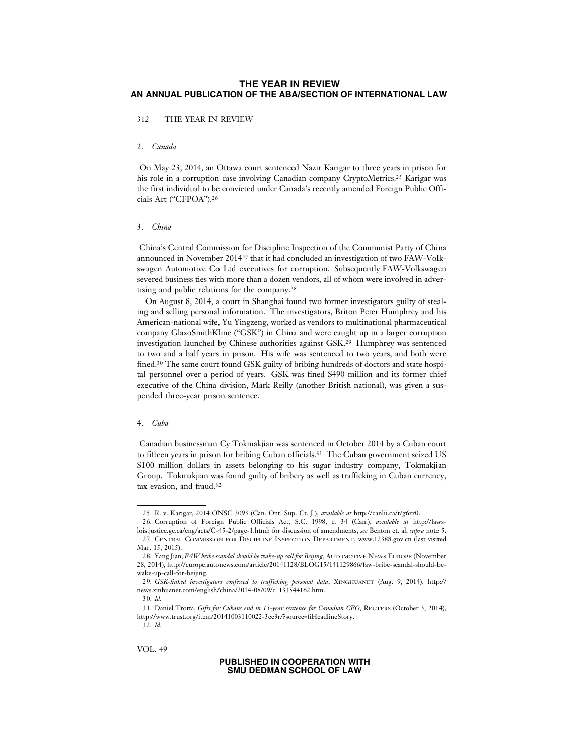### 2. *Canada*

On May 23, 2014, an Ottawa court sentenced Nazir Karigar to three years in prison for his role in a corruption case involving Canadian company CryptoMetrics.[25] Karigar was the first individual to be convicted under Canada's recently amended Foreign Public Officials Act ("CFPOA").[26]

### 3. *China*

China's Central Commission for Discipline Inspection of the Communist Party of China announced in November 2014[27] that it had concluded an investigation of two FAW-Volkswagen Automotive Co Ltd executives for corruption. Subsequently FAW-Volkswagen severed business ties with more than a dozen vendors, all of whom were involved in advertising and public relations for the company.[28]

On August 8, 2014, a court in Shanghai found two former investigators guilty of stealing and selling personal information. The investigators, Briton Peter Humphrey and his American-national wife, Yu Yingzeng, worked as vendors to multinational pharmaceutical company GlaxoSmithKline ("GSK") in China and were caught up in a larger corruption investigation launched by Chinese authorities against GSK.[29] Humphrey was sentenced to two and a half years in prison. His wife was sentenced to two years, and both were fined.[30] The same court found GSK guilty of bribing hundreds of doctors and state hospital personnel over a period of years. GSK was fined $490 million and its former chief executive of the China division, Mark Reilly (another British national), was given a suspended three-year prison sentence.

### 4. *Cuba*

Canadian businessman Cy Tokmakjian was sentenced in October 2014 by a Cuban court to fifteen years in prison for bribing Cuban officials.[31] The Cuban government seized US $100 million dollars in assets belonging to his sugar industry company, Tokmakjian Group. Tokmakjian was found guilty of bribery as well as trafficking in Cuban currency, tax evasion, and fraud.[32]

---

25. R. v. Karigar, 2014 ONSC 3093 (Can. Ont. Sup. Ct. J.), *available at* http://canlii.ca/t/g6zz0.

26. Corruption of Foreign Public Officials Act, S.C. 1998, c. 34 (Can.), *available at* http://laws-lois.justice.gc.ca/eng/acts/C-45-2/page-1.html; for discussion of amendments, *see* Benton et. al, *supra* note 5.

27. CENTRAL COMMISSION FOR DISCIPLINE INSPECTION DEPARTMENT, www.12388.gov.cn (last visited Mar. 15, 2015).

28. Yang Jian, *FAW bribe scandal should be wake-up call for Beijing*, AUTOMOTIVE NEWS EUROPE (November 28, 2014), http://europe.autonews.com/article/20141128/BLOG15/141129866/faw-bribe-scandal-should-be-wake-up-call-for-beijing.

29. *GSK-linked investigators confessed to trafficking personal data*, XINGHUANET (Aug. 9, 2014), http://news.xinhuanet.com/english/china/2014-08/09/c_133544162.htm.

30. *Id.*

31. Daniel Trotta, *Gifts for Cubans end in 15-year sentence for Canadian CEO*, REUTERS (October 3, 2014), http://www.trust.org/item/20141003110022-3ee3r/?source=fiHeadlineStory.

32. *Id.*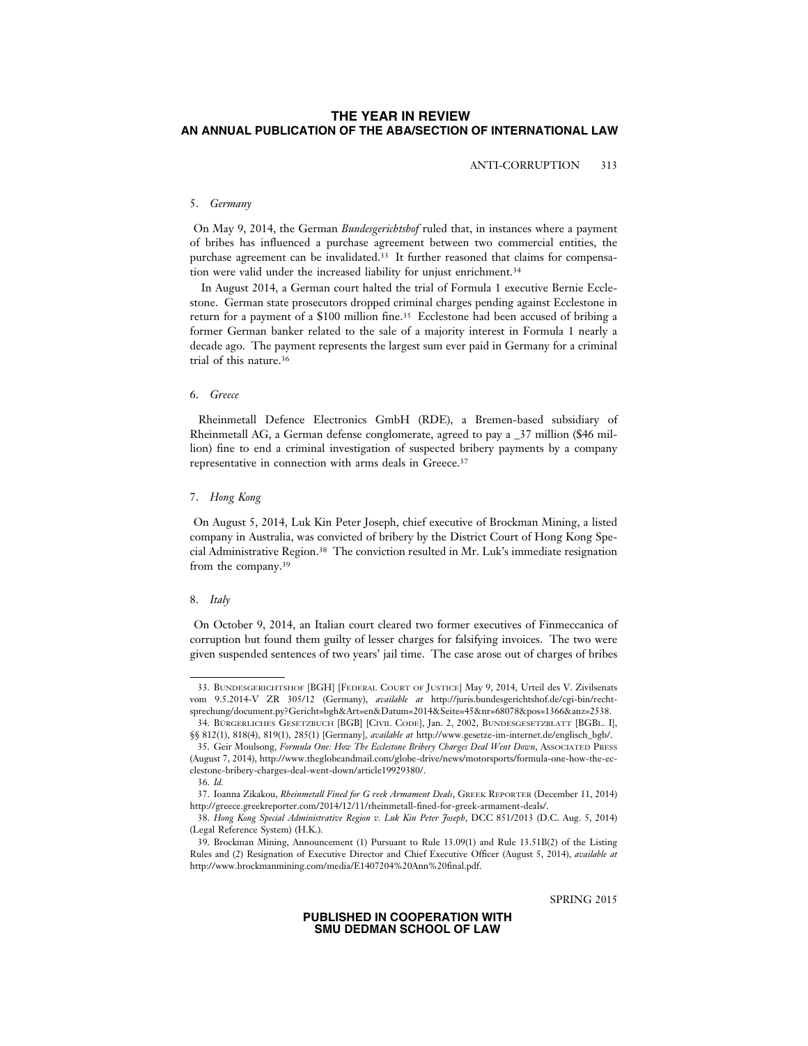### 5. *Germany*

On May 9, 2014, the German *Bundesgerichtshof* ruled that, in instances where a payment of bribes has influenced a purchase agreement between two commercial entities, the purchase agreement can be invalidated.[33] It further reasoned that claims for compensation were valid under the increased liability for unjust enrichment.[34]

In August 2014, a German court halted the trial of Formula 1 executive Bernie Ecclestone. German state prosecutors dropped criminal charges pending against Ecclestone in return for a payment of a $100 million fine.[35] Ecclestone had been accused of bribing a former German banker related to the sale of a majority interest in Formula 1 nearly a decade ago. The payment represents the largest sum ever paid in Germany for a criminal trial of this nature.[36]

### 6. *Greece*

Rheinmetall Defence Electronics GmbH (RDE), a Bremen-based subsidiary of Rheinmetall AG, a German defense conglomerate, agreed to pay a _37 million ($46 million) fine to end a criminal investigation of suspected bribery payments by a company representative in connection with arms deals in Greece.[37]

### 7. *Hong Kong*

On August 5, 2014, Luk Kin Peter Joseph, chief executive of Brockman Mining, a listed company in Australia, was convicted of bribery by the District Court of Hong Kong Special Administrative Region.[38] The conviction resulted in Mr. Luk's immediate resignation from the company.[39]

### 8. *Italy*

On October 9, 2014, an Italian court cleared two former executives of Finmeccanica of corruption but found them guilty of lesser charges for falsifying invoices. The two were given suspended sentences of two years' jail time. The case arose out of charges of bribes

---

33. BUNDESGERICHTSHOF [BGH] [FEDERAL COURT OF JUSTICE] May 9, 2014, Urteil des V. Zivilsenats vom 9.5.2014-V ZR 305/12 (Germany), *available at* http://juris.bundesgerichtshof.de/cgi-bin/rechtsprechung/document.py?Gericht=bgh&Art=en&Datum=2014&Seite=45&nr=68078&pos=1366&anz=2538.

34. BÜRGERLICHES GESETZBUCH [BGB] [CIVIL CODE], Jan. 2, 2002, BUNDESGESETZBLATT [BGBL. I], §§ 812(1), 818(4), 819(1), 285(1) [Germany], *available at* http://www.gesetze-im-internet.de/englisch_bgb/.

35. Geir Moulsong, *Formula One: How The Ecclestone Bribery Charges Deal Went Down*, ASSOCIATED PRESS (August 7, 2014), http://www.theglobeandmail.com/globe-drive/news/motorsports/formula-one-how-the-ecclestone-bribery-charges-deal-went-down/article19929380/.

36. *Id.*

37. Ioanna Zikakou, *Rheinmetall Fined for G reek Armament Deals*, GREEK REPORTER (December 11, 2014) http://greece.greekreporter.com/2014/12/11/rheinmetall-fined-for-greek-armament-deals/.

38. *Hong Kong Special Administrative Region v. Luk Kin Peter Joseph*, DCC 851/2013 (D.C. Aug. 5, 2014) (Legal Reference System) (H.K.).

39. Brockman Mining, Announcement (1) Pursuant to Rule 13.09(1) and Rule 13.51B(2) of the Listing Rules and (2) Resignation of Executive Director and Chief Executive Officer (August 5, 2014), *available at* http://www.brockmanmining.com/media/E1407204%20Ann%20final.pdf.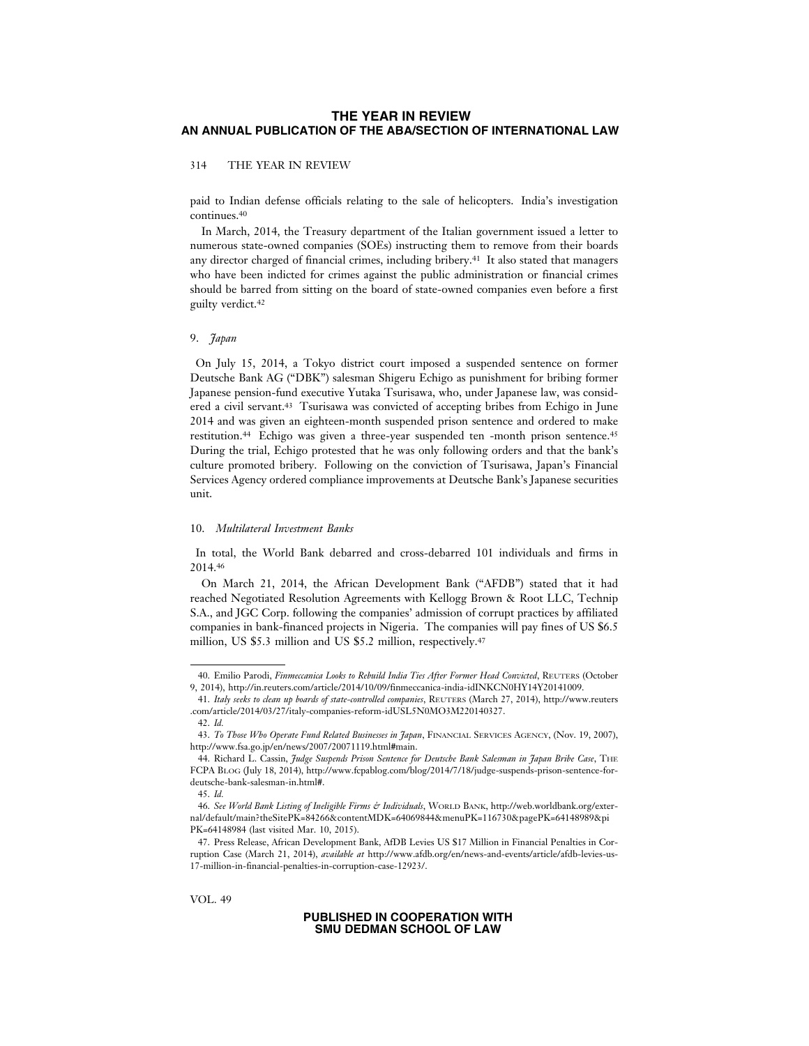paid to Indian defense officials relating to the sale of helicopters. India's investigation continues.[40]

In March, 2014, the Treasury department of the Italian government issued a letter to numerous state-owned companies (SOEs) instructing them to remove from their boards any director charged of financial crimes, including bribery.[41] It also stated that managers who have been indicted for crimes against the public administration or financial crimes should be barred from sitting on the board of state-owned companies even before a first guilty verdict.[42]

### 9. *Japan*

On July 15, 2014, a Tokyo district court imposed a suspended sentence on former Deutsche Bank AG ("DBK") salesman Shigeru Echigo as punishment for bribing former Japanese pension-fund executive Yutaka Tsurisawa, who, under Japanese law, was considered a civil servant.[43] Tsurisawa was convicted of accepting bribes from Echigo in June 2014 and was given an eighteen-month suspended prison sentence and ordered to make restitution.[44] Echigo was given a three-year suspended ten -month prison sentence.[45] During the trial, Echigo protested that he was only following orders and that the bank's culture promoted bribery. Following on the conviction of Tsurisawa, Japan's Financial Services Agency ordered compliance improvements at Deutsche Bank's Japanese securities unit.

### 10. *Multilateral Investment Banks*

In total, the World Bank debarred and cross-debarred 101 individuals and firms in 2014.[46]

On March 21, 2014, the African Development Bank ("AFDB") stated that it had reached Negotiated Resolution Agreements with Kellogg Brown & Root LLC, Technip S.A., and JGC Corp. following the companies' admission of corrupt practices by affiliated companies in bank-financed projects in Nigeria. The companies will pay fines of US $6.5 million, US $5.3 million and US $5.2 million, respectively.[47]

---

40. Emilio Parodi, *Finmeccanica Looks to Rebuild India Ties After Former Head Convicted*, REUTERS (October 9, 2014), http://in.reuters.com/article/2014/10/09/finmeccanica-india-idINKCN0HY14Y20141009.

41. *Italy seeks to clean up boards of state-controlled companies*, REUTERS (March 27, 2014), http://www.reuters.com/article/2014/03/27/italy-companies-reform-idUSL5N0MO3M220140327.

42. *Id.*

43. *To Those Who Operate Fund Related Businesses in Japan*, FINANCIAL SERVICES AGENCY, (Nov. 19, 2007), http://www.fsa.go.jp/en/news/2007/20071119.html#main.

44. Richard L. Cassin, *Judge Suspends Prison Sentence for Deutsche Bank Salesman in Japan Bribe Case*, THE FCPA BLOG (July 18, 2014), http://www.fcpablog.com/blog/2014/7/18/judge-suspends-prison-sentence-for-deutsche-bank-salesman-in.html#.

45. *Id.*

46. *See World Bank Listing of Ineligible Firms & Individuals*, WORLD BANK, http://web.worldbank.org/external/default/main?theSitePK=84266&contentMDK=64069844&menuPK=116730&pagePK=64148989&piPK=64148984 (last visited Mar. 10, 2015).

47. Press Release, African Development Bank, AfDB Levies US $17 Million in Financial Penalties in Corruption Case (March 21, 2014), *available at* http://www.afdb.org/en/news-and-events/article/afdb-levies-us-17-million-in-financial-penalties-in-corruption-case-12923/.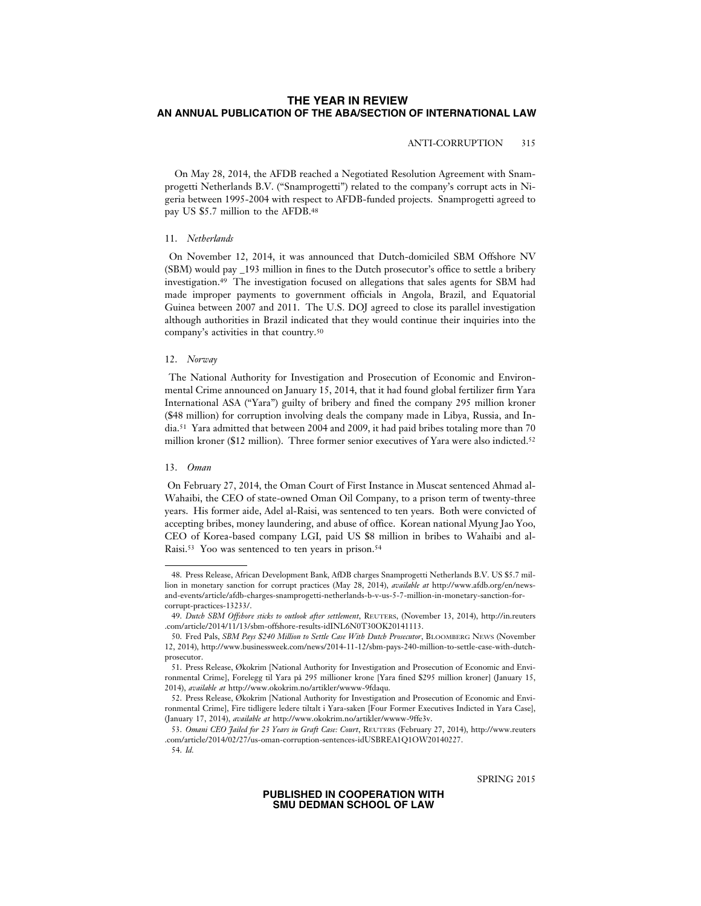On May 28, 2014, the AFDB reached a Negotiated Resolution Agreement with Snamprogetti Netherlands B.V. ("Snamprogetti") related to the company's corrupt acts in Nigeria between 1995-2004 with respect to AFDB-funded projects. Snamprogetti agreed to pay US $5.7 million to the AFDB.[48]

### 11. *Netherlands*

On November 12, 2014, it was announced that Dutch-domiciled SBM Offshore NV (SBM) would pay _193 million in fines to the Dutch prosecutor's office to settle a bribery investigation.[49] The investigation focused on allegations that sales agents for SBM had made improper payments to government officials in Angola, Brazil, and Equatorial Guinea between 2007 and 2011. The U.S. DOJ agreed to close its parallel investigation although authorities in Brazil indicated that they would continue their inquiries into the company's activities in that country.[50]

### 12. *Norway*

The National Authority for Investigation and Prosecution of Economic and Environmental Crime announced on January 15, 2014, that it had found global fertilizer firm Yara International ASA ("Yara") guilty of bribery and fined the company 295 million kroner ($48 million) for corruption involving deals the company made in Libya, Russia, and India.[51] Yara admitted that between 2004 and 2009, it had paid bribes totaling more than 70 million kroner ($12 million). Three former senior executives of Yara were also indicted.[52]

### 13. *Oman*

On February 27, 2014, the Oman Court of First Instance in Muscat sentenced Ahmad al-Wahaibi, the CEO of state-owned Oman Oil Company, to a prison term of twenty-three years. His former aide, Adel al-Raisi, was sentenced to ten years. Both were convicted of accepting bribes, money laundering, and abuse of office. Korean national Myung Jao Yoo, CEO of Korea-based company LGI, paid US $8 million in bribes to Wahaibi and al-Raisi.[53] Yoo was sentenced to ten years in prison.[54]

---

48. Press Release, African Development Bank, AfDB charges Snamprogetti Netherlands B.V. US $5.7 million in monetary sanction for corrupt practices (May 28, 2014), *available at* http://www.afdb.org/en/news-and-events/article/afdb-charges-snamprogetti-netherlands-b-v-us-5-7-million-in-monetary-sanction-for-corrupt-practices-13233/.

49. *Dutch SBM Offshore sticks to outlook after settlement*, REUTERS, (November 13, 2014), http://in.reuters.com/article/2014/11/13/sbm-offshore-results-idINL6N0T30OK20141113.

50. Fred Pals, *SBM Pays $240 Million to Settle Case With Dutch Prosecutor*, BLOOMBERG NEWS (November 12, 2014), http://www.businessweek.com/news/2014-11-12/sbm-pays-240-million-to-settle-case-with-dutch-prosecutor.

51. Press Release, Økokrim [National Authority for Investigation and Prosecution of Economic and Environmental Crime], Forelegg til Yara på 295 millioner krone [Yara fined $295 million kroner] (January 15, 2014), *available at* http://www.okokrim.no/artikler/wwww-9fdaqu.

52. Press Release, Økokrim [National Authority for Investigation and Prosecution of Economic and Environmental Crime], Fire tidligere ledere tiltalt i Yara-saken [Four Former Executives Indicted in Yara Case], (January 17, 2014), *available at* http://www.okokrim.no/artikler/wwww-9ffe3v.

53. *Omani CEO Jailed for 23 Years in Graft Case: Court*, REUTERS (February 27, 2014), http://www.reuters.com/article/2014/02/27/us-oman-corruption-sentences-idUSBREA1Q1OW20140227.

54. *Id.*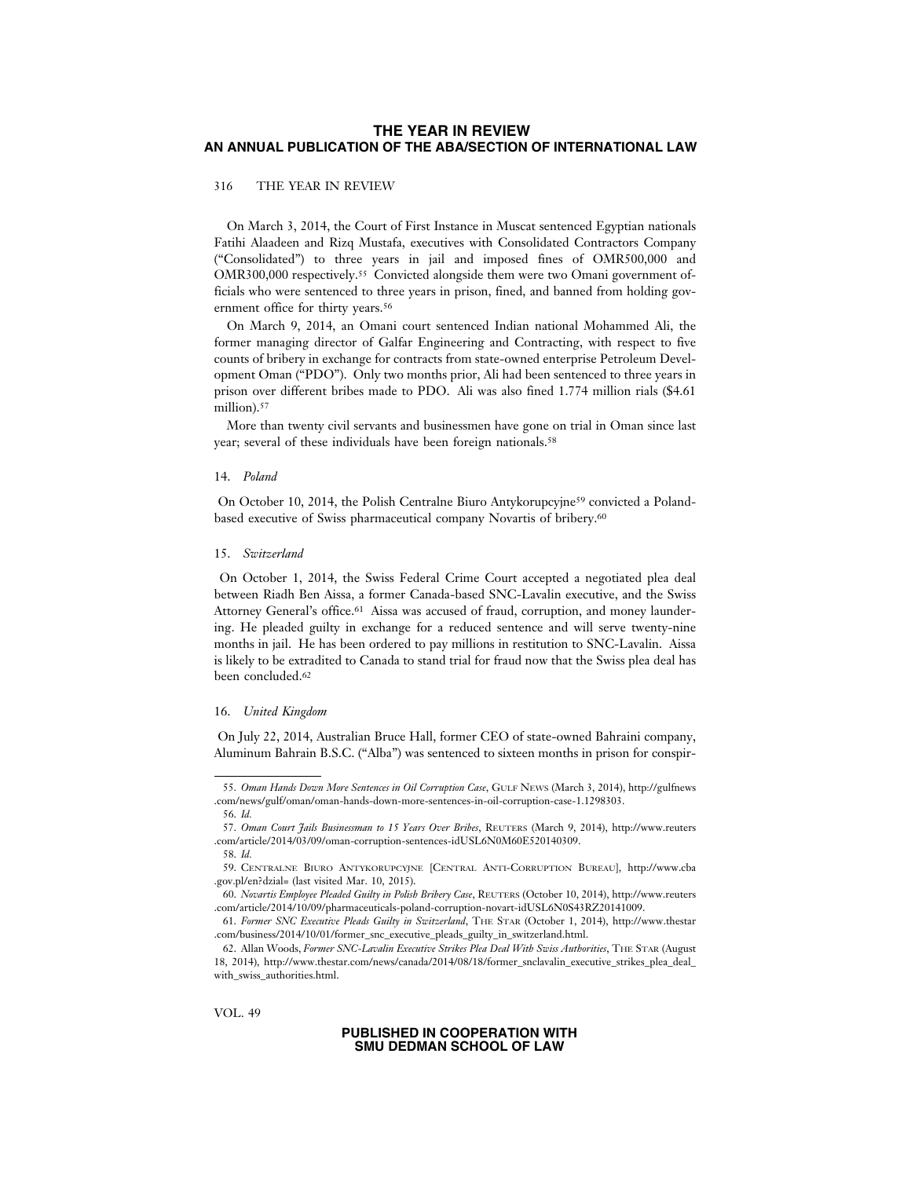On March 3, 2014, the Court of First Instance in Muscat sentenced Egyptian nationals Fatihi Alaadeen and Rizq Mustafa, executives with Consolidated Contractors Company ("Consolidated") to three years in jail and imposed fines of OMR500,000 and OMR300,000 respectively.[55] Convicted alongside them were two Omani government officials who were sentenced to three years in prison, fined, and banned from holding government office for thirty years.[56]

On March 9, 2014, an Omani court sentenced Indian national Mohammed Ali, the former managing director of Galfar Engineering and Contracting, with respect to five counts of bribery in exchange for contracts from state-owned enterprise Petroleum Development Oman ("PDO"). Only two months prior, Ali had been sentenced to three years in prison over different bribes made to PDO. Ali was also fined 1.774 million rials ($4.61 million).[57]

More than twenty civil servants and businessmen have gone on trial in Oman since last year; several of these individuals have been foreign nationals.[58]

### 14. *Poland*

On October 10, 2014, the Polish Centralne Biuro Antykorupcyjne[59] convicted a Poland-based executive of Swiss pharmaceutical company Novartis of bribery.[60]

### 15. *Switzerland*

On October 1, 2014, the Swiss Federal Crime Court accepted a negotiated plea deal between Riadh Ben Aissa, a former Canada-based SNC-Lavalin executive, and the Swiss Attorney General's office.[61] Aissa was accused of fraud, corruption, and money laundering. He pleaded guilty in exchange for a reduced sentence and will serve twenty-nine months in jail. He has been ordered to pay millions in restitution to SNC-Lavalin. Aissa is likely to be extradited to Canada to stand trial for fraud now that the Swiss plea deal has been concluded.[62]

### 16. *United Kingdom*

On July 22, 2014, Australian Bruce Hall, former CEO of state-owned Bahraini company, Aluminum Bahrain B.S.C. ("Alba") was sentenced to sixteen months in prison for conspir-

---

55. *Oman Hands Down More Sentences in Oil Corruption Case*, GULF NEWS (March 3, 2014), http://gulfnews.com/news/gulf/oman/oman-hands-down-more-sentences-in-oil-corruption-case-1.1298303.

56. *Id.*

57. *Oman Court Jails Businessman to 15 Years Over Bribes*, REUTERS (March 9, 2014), http://www.reuters.com/article/2014/03/09/oman-corruption-sentences-idUSL6N0M60E520140309.

58. *Id.*

59. CENTRALNE BIURO ANTYKORUPCYJNE [CENTRAL ANTI-CORRUPTION BUREAU], http://www.cba.gov.pl/en?dzial= (last visited Mar. 10, 2015).

60. *Novartis Employee Pleaded Guilty in Polish Bribery Case*, REUTERS (October 10, 2014), http://www.reuters.com/article/2014/10/09/pharmaceuticals-poland-corruption-novart-idUSL6N0S43RZ20141009.

61. *Former SNC Executive Pleads Guilty in Switzerland*, THE STAR (October 1, 2014), http://www.thestar.com/business/2014/10/01/former_snc_executive_pleads_guilty_in_switzerland.html.

62. Allan Woods, *Former SNC-Lavalin Executive Strikes Plea Deal With Swiss Authorities*, THE STAR (August 18, 2014), http://www.thestar.com/news/canada/2014/08/18/former_snclavalin_executive_strikes_plea_deal_with_swiss_authorities.html.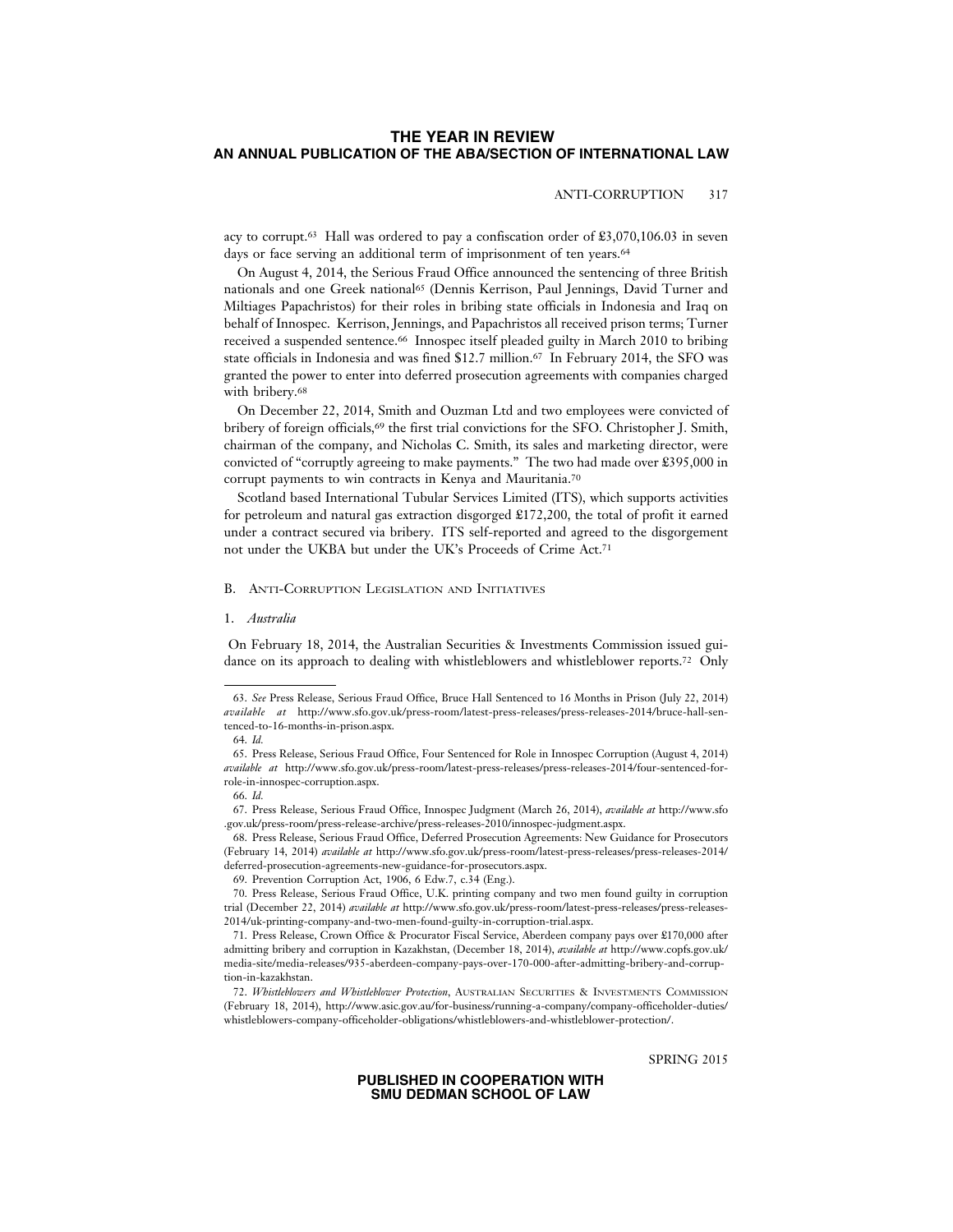acy to corrupt.[63] Hall was ordered to pay a confiscation order of £3,070,106.03 in seven days or face serving an additional term of imprisonment of ten years.[64]

On August 4, 2014, the Serious Fraud Office announced the sentencing of three British nationals and one Greek national[65] (Dennis Kerrison, Paul Jennings, David Turner and Miltiages Papachristos) for their roles in bribing state officials in Indonesia and Iraq on behalf of Innospec. Kerrison, Jennings, and Papachristos all received prison terms; Turner received a suspended sentence.[66] Innospec itself pleaded guilty in March 2010 to bribing state officials in Indonesia and was fined $12.7 million.[67] In February 2014, the SFO was granted the power to enter into deferred prosecution agreements with companies charged with bribery.[68]

On December 22, 2014, Smith and Ouzman Ltd and two employees were convicted of bribery of foreign officials,[69] the first trial convictions for the SFO. Christopher J. Smith, chairman of the company, and Nicholas C. Smith, its sales and marketing director, were convicted of "corruptly agreeing to make payments." The two had made over £395,000 in corrupt payments to win contracts in Kenya and Mauritania.[70]

Scotland based International Tubular Services Limited (ITS), which supports activities for petroleum and natural gas extraction disgorged £172,200, the total of profit it earned under a contract secured via bribery. ITS self-reported and agreed to the disgorgement not under the UKBA but under the UK's Proceeds of Crime Act.[71]

## B. Anti-Corruption Legislation and Initiatives

### 1. *Australia*

On February 18, 2014, the Australian Securities & Investments Commission issued guidance on its approach to dealing with whistleblowers and whistleblower reports.[72] Only

---

63. *See* Press Release, Serious Fraud Office, Bruce Hall Sentenced to 16 Months in Prison (July 22, 2014) *available at* http://www.sfo.gov.uk/press-room/latest-press-releases/press-releases-2014/bruce-hall-sentenced-to-16-months-in-prison.aspx.

64. *Id.*

65. Press Release, Serious Fraud Office, Four Sentenced for Role in Innospec Corruption (August 4, 2014) *available at* http://www.sfo.gov.uk/press-room/latest-press-releases/press-releases-2014/four-sentenced-for-role-in-innospec-corruption.aspx.

66. *Id.*

67. Press Release, Serious Fraud Office, Innospec Judgment (March 26, 2014), *available at* http://www.sfo.gov.uk/press-room/press-release-archive/press-releases-2010/innospec-judgment.aspx.

68. Press Release, Serious Fraud Office, Deferred Prosecution Agreements: New Guidance for Prosecutors (February 14, 2014) *available at* http://www.sfo.gov.uk/press-room/latest-press-releases/press-releases-2014/deferred-prosecution-agreements-new-guidance-for-prosecutors.aspx.

69. Prevention Corruption Act, 1906, 6 Edw.7, c.34 (Eng.).

70. Press Release, Serious Fraud Office, U.K. printing company and two men found guilty in corruption trial (December 22, 2014) *available at* http://www.sfo.gov.uk/press-room/latest-press-releases/press-releases-2014/uk-printing-company-and-two-men-found-guilty-in-corruption-trial.aspx.

71. Press Release, Crown Office & Procurator Fiscal Service, Aberdeen company pays over £170,000 after admitting bribery and corruption in Kazakhstan, (December 18, 2014), *available at* http://www.copfs.gov.uk/media-site/media-releases/935-aberdeen-company-pays-over-170-000-after-admitting-bribery-and-corruption-in-kazakhstan.

72. *Whistleblowers and Whistleblower Protection*, Australian Securities & Investments Commission (February 18, 2014), http://www.asic.gov.au/for-business/running-a-company/company-officeholder-duties/whistleblowers-company-officeholder-obligations/whistleblowers-and-whistleblower-protection/.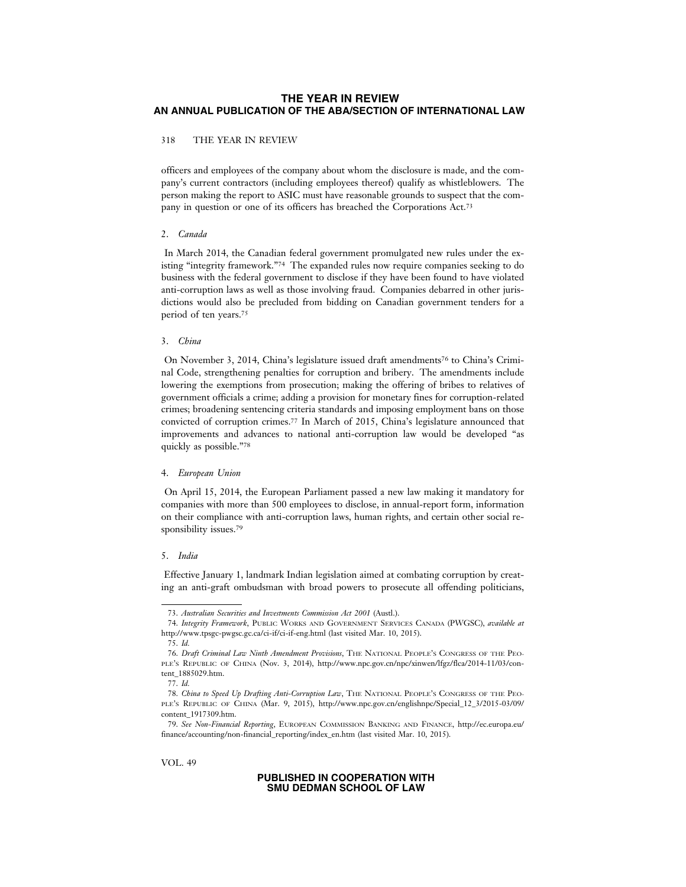officers and employees of the company about whom the disclosure is made, and the company's current contractors (including employees thereof) qualify as whistleblowers. The person making the report to ASIC must have reasonable grounds to suspect that the company in question or one of its officers has breached the Corporations Act.[73]

#### 2. *Canada*

In March 2014, the Canadian federal government promulgated new rules under the existing "integrity framework."[74] The expanded rules now require companies seeking to do business with the federal government to disclose if they have been found to have violated anti-corruption laws as well as those involving fraud. Companies debarred in other jurisdictions would also be precluded from bidding on Canadian government tenders for a period of ten years.[75]

#### 3. *China*

On November 3, 2014, China's legislature issued draft amendments[76] to China's Criminal Code, strengthening penalties for corruption and bribery. The amendments include lowering the exemptions from prosecution; making the offering of bribes to relatives of government officials a crime; adding a provision for monetary fines for corruption-related crimes; broadening sentencing criteria standards and imposing employment bans on those convicted of corruption crimes.[77] In March of 2015, China's legislature announced that improvements and advances to national anti-corruption law would be developed "as quickly as possible."[78]

#### 4. *European Union*

On April 15, 2014, the European Parliament passed a new law making it mandatory for companies with more than 500 employees to disclose, in annual-report form, information on their compliance with anti-corruption laws, human rights, and certain other social responsibility issues.[79]

#### 5. *India*

Effective January 1, landmark Indian legislation aimed at combating corruption by creating an anti-graft ombudsman with broad powers to prosecute all offending politicians,

---

73. *Australian Securities and Investments Commission Act 2001* (Austl.).

74. *Integrity Framework*, PUBLIC WORKS AND GOVERNMENT SERVICES CANADA (PWGSC), *available at* http://www.tpsgc-pwgsc.gc.ca/ci-if/ci-if-eng.html (last visited Mar. 10, 2015).

75. *Id.*

76. *Draft Criminal Law Ninth Amendment Provisions*, THE NATIONAL PEOPLE'S CONGRESS OF THE PEOPLE'S REPUBLIC OF CHINA (Nov. 3, 2014), http://www.npc.gov.cn/npc/xinwen/lfgz/flca/2014-11/03/content_1885029.htm.

77. *Id.*

78. *China to Speed Up Drafting Anti-Corruption Law*, THE NATIONAL PEOPLE'S CONGRESS OF THE PEOPLE'S REPUBLIC OF CHINA (Mar. 9, 2015), http://www.npc.gov.cn/englishnpc/Special_12_3/2015-03/09/content_1917309.htm.

79. *See Non-Financial Reporting*, EUROPEAN COMMISSION BANKING AND FINANCE, http://ec.europa.eu/finance/accounting/non-financial_reporting/index_en.htm (last visited Mar. 10, 2015).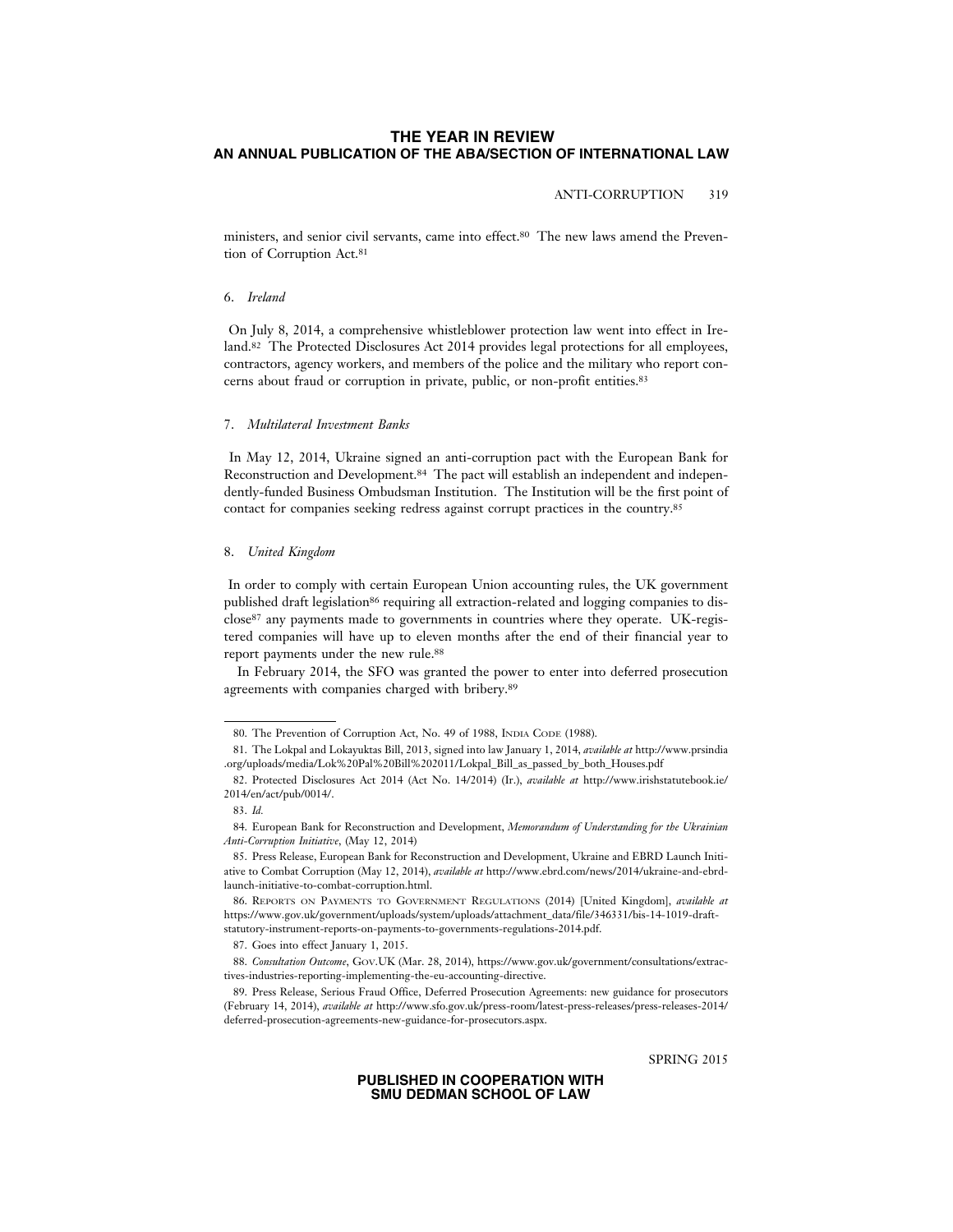ministers, and senior civil servants, came into effect.[80] The new laws amend the Prevention of Corruption Act.[81]

### 6. *Ireland*

On July 8, 2014, a comprehensive whistleblower protection law went into effect in Ireland.[82] The Protected Disclosures Act 2014 provides legal protections for all employees, contractors, agency workers, and members of the police and the military who report concerns about fraud or corruption in private, public, or non-profit entities.[83]

### 7. *Multilateral Investment Banks*

In May 12, 2014, Ukraine signed an anti-corruption pact with the European Bank for Reconstruction and Development.[84] The pact will establish an independent and independently-funded Business Ombudsman Institution. The Institution will be the first point of contact for companies seeking redress against corrupt practices in the country.[85]

### 8. *United Kingdom*

In order to comply with certain European Union accounting rules, the UK government published draft legislation[86] requiring all extraction-related and logging companies to disclose[87] any payments made to governments in countries where they operate. UK-registered companies will have up to eleven months after the end of their financial year to report payments under the new rule.[88]

In February 2014, the SFO was granted the power to enter into deferred prosecution agreements with companies charged with bribery.[89]

---

80. The Prevention of Corruption Act, No. 49 of 1988, INDIA CODE (1988).

81. The Lokpal and Lokayuktas Bill, 2013, signed into law January 1, 2014, *available at* http://www.prsindia.org/uploads/media/Lok%20Pal%20Bill%202011/Lokpal_Bill_as_passed_by_both_Houses.pdf

82. Protected Disclosures Act 2014 (Act No. 14/2014) (Ir.), *available at* http://www.irishstatutebook.ie/2014/en/act/pub/0014/.

83. *Id.*

84. European Bank for Reconstruction and Development, *Memorandum of Understanding for the Ukrainian Anti-Corruption Initiative*, (May 12, 2014)

85. Press Release, European Bank for Reconstruction and Development, Ukraine and EBRD Launch Initiative to Combat Corruption (May 12, 2014), *available at* http://www.ebrd.com/news/2014/ukraine-and-ebrd-launch-initiative-to-combat-corruption.html.

86. REPORTS ON PAYMENTS TO GOVERNMENT REGULATIONS (2014) [United Kingdom], *available at* https://www.gov.uk/government/uploads/system/uploads/attachment_data/file/346331/bis-14-1019-draft-statutory-instrument-reports-on-payments-to-governments-regulations-2014.pdf.

87. Goes into effect January 1, 2015.

88. *Consultation Outcome*, GOV.UK (Mar. 28, 2014), https://www.gov.uk/government/consultations/extractives-industries-reporting-implementing-the-eu-accounting-directive.

89. Press Release, Serious Fraud Office, Deferred Prosecution Agreements: new guidance for prosecutors (February 14, 2014), *available at* http://www.sfo.gov.uk/press-room/latest-press-releases/press-releases-2014/deferred-prosecution-agreements-new-guidance-for-prosecutors.aspx.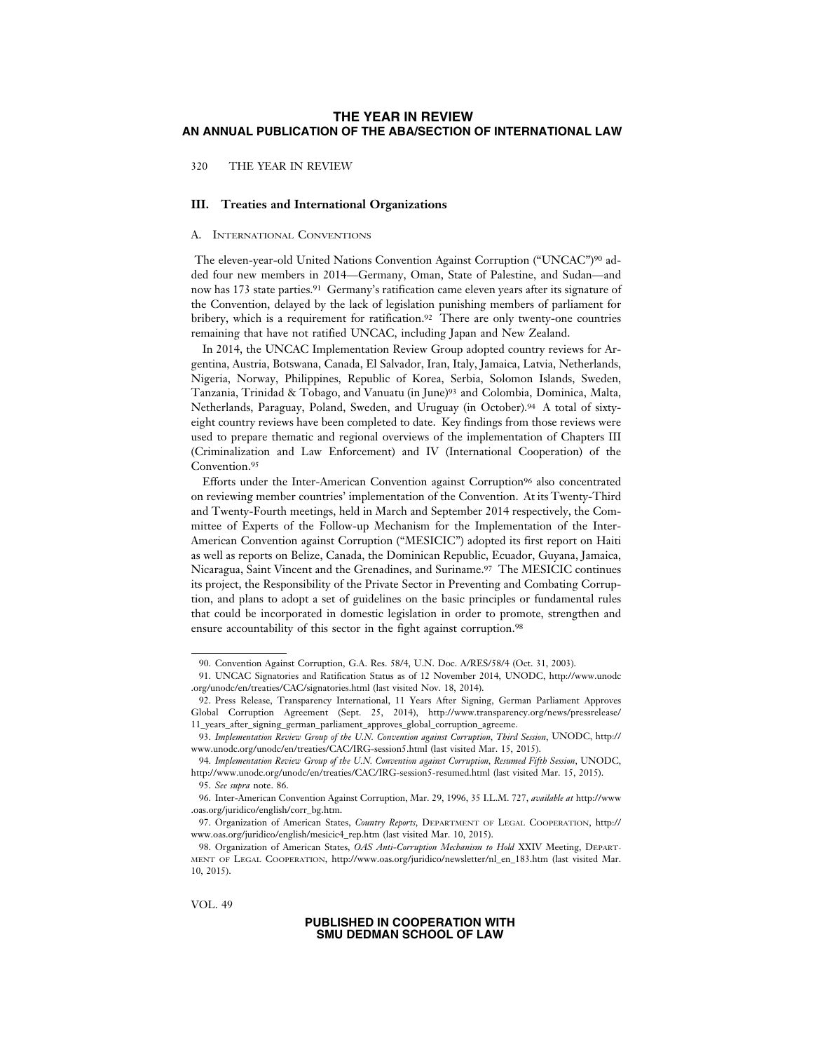## III. Treaties and International Organizations

### A. International Conventions

The eleven-year-old United Nations Convention Against Corruption ("UNCAC")[90] added four new members in 2014—Germany, Oman, State of Palestine, and Sudan—and now has 173 state parties.[91] Germany's ratification came eleven years after its signature of the Convention, delayed by the lack of legislation punishing members of parliament for bribery, which is a requirement for ratification.[92] There are only twenty-one countries remaining that have not ratified UNCAC, including Japan and New Zealand.

In 2014, the UNCAC Implementation Review Group adopted country reviews for Argentina, Austria, Botswana, Canada, El Salvador, Iran, Italy, Jamaica, Latvia, Netherlands, Nigeria, Norway, Philippines, Republic of Korea, Serbia, Solomon Islands, Sweden, Tanzania, Trinidad & Tobago, and Vanuatu (in June)[93] and Colombia, Dominica, Malta, Netherlands, Paraguay, Poland, Sweden, and Uruguay (in October).[94] A total of sixty-eight country reviews have been completed to date. Key findings from those reviews were used to prepare thematic and regional overviews of the implementation of Chapters III (Criminalization and Law Enforcement) and IV (International Cooperation) of the Convention.[95]

Efforts under the Inter-American Convention against Corruption[96] also concentrated on reviewing member countries' implementation of the Convention. At its Twenty-Third and Twenty-Fourth meetings, held in March and September 2014 respectively, the Committee of Experts of the Follow-up Mechanism for the Implementation of the Inter-American Convention against Corruption ("MESICIC") adopted its first report on Haiti as well as reports on Belize, Canada, the Dominican Republic, Ecuador, Guyana, Jamaica, Nicaragua, Saint Vincent and the Grenadines, and Suriname.[97] The MESICIC continues its project, the Responsibility of the Private Sector in Preventing and Combating Corruption, and plans to adopt a set of guidelines on the basic principles or fundamental rules that could be incorporated in domestic legislation in order to promote, strengthen and ensure accountability of this sector in the fight against corruption.[98]

---

90. Convention Against Corruption, G.A. Res. 58/4, U.N. Doc. A/RES/58/4 (Oct. 31, 2003).

91. UNCAC Signatories and Ratification Status as of 12 November 2014, UNODC, http://www.unodc.org/unodc/en/treaties/CAC/signatories.html (last visited Nov. 18, 2014).

92. Press Release, Transparency International, 11 Years After Signing, German Parliament Approves Global Corruption Agreement (Sept. 25, 2014), http://www.transparency.org/news/pressrelease/11_years_after_signing_german_parliament_approves_global_corruption_agreeme.

93. *Implementation Review Group of the U.N. Convention against Corruption, Third Session*, UNODC, http://www.unodc.org/unodc/en/treaties/CAC/IRG-session5.html (last visited Mar. 15, 2015).

94. *Implementation Review Group of the U.N. Convention against Corruption, Resumed Fifth Session*, UNODC, http://www.unodc.org/unodc/en/treaties/CAC/IRG-session5-resumed.html (last visited Mar. 15, 2015).

95. *See supra* note. 86.

96. Inter-American Convention Against Corruption, Mar. 29, 1996, 35 I.L.M. 727, *available at* http://www.oas.org/juridico/english/corr_bg.htm.

97. Organization of American States, *Country Reports*, Department of Legal Cooperation, http://www.oas.org/juridico/english/mesicic4_rep.htm (last visited Mar. 10, 2015).

98. Organization of American States, *OAS Anti-Corruption Mechanism to Hold* XXIV Meeting, Department of Legal Cooperation, http://www.oas.org/juridico/newsletter/nl_en_183.htm (last visited Mar. 10, 2015).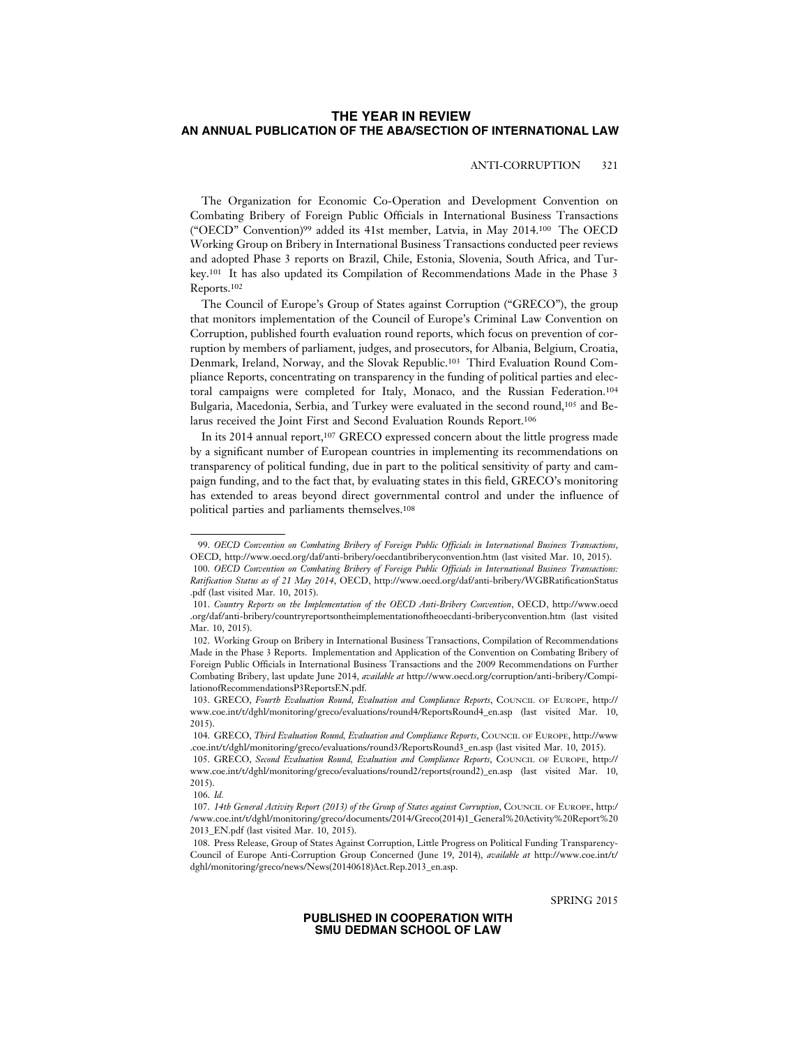The Organization for Economic Co-Operation and Development Convention on Combating Bribery of Foreign Public Officials in International Business Transactions ("OECD" Convention)[99] added its 41st member, Latvia, in May 2014.[100] The OECD Working Group on Bribery in International Business Transactions conducted peer reviews and adopted Phase 3 reports on Brazil, Chile, Estonia, Slovenia, South Africa, and Turkey.[101] It has also updated its Compilation of Recommendations Made in the Phase 3 Reports.[102]

The Council of Europe's Group of States against Corruption ("GRECO"), the group that monitors implementation of the Council of Europe's Criminal Law Convention on Corruption, published fourth evaluation round reports, which focus on prevention of corruption by members of parliament, judges, and prosecutors, for Albania, Belgium, Croatia, Denmark, Ireland, Norway, and the Slovak Republic.[103] Third Evaluation Round Compliance Reports, concentrating on transparency in the funding of political parties and electoral campaigns were completed for Italy, Monaco, and the Russian Federation.[104] Bulgaria, Macedonia, Serbia, and Turkey were evaluated in the second round,[105] and Belarus received the Joint First and Second Evaluation Rounds Report.[106]

In its 2014 annual report,[107] GRECO expressed concern about the little progress made by a significant number of European countries in implementing its recommendations on transparency of political funding, due in part to the political sensitivity of party and campaign funding, and to the fact that, by evaluating states in this field, GRECO's monitoring has extended to areas beyond direct governmental control and under the influence of political parties and parliaments themselves.[108]

---

99. *OECD Convention on Combating Bribery of Foreign Public Officials in International Business Transactions*, OECD, http://www.oecd.org/daf/anti-bribery/oecdantibriberyconvention.htm (last visited Mar. 10, 2015).

100. *OECD Convention on Combating Bribery of Foreign Public Officials in International Business Transactions: Ratification Status as of 21 May 2014*, OECD, http://www.oecd.org/daf/anti-bribery/WGBRatificationStatus.pdf (last visited Mar. 10, 2015).

101. *Country Reports on the Implementation of the OECD Anti-Bribery Convention*, OECD, http://www.oecd.org/daf/anti-bribery/countryreportsontheimplementationoftheoecdanti-briberyconvention.htm (last visited Mar. 10, 2015).

102. Working Group on Bribery in International Business Transactions, Compilation of Recommendations Made in the Phase 3 Reports. Implementation and Application of the Convention on Combating Bribery of Foreign Public Officials in International Business Transactions and the 2009 Recommendations on Further Combating Bribery, last update June 2014, *available at* http://www.oecd.org/corruption/anti-bribery/CompilationofRecommendationsP3ReportsEN.pdf.

103. GRECO, *Fourth Evaluation Round, Evaluation and Compliance Reports*, Council of Europe, http://www.coe.int/t/dghl/monitoring/greco/evaluations/round4/ReportsRound4_en.asp (last visited Mar. 10, 2015).

104. GRECO, *Third Evaluation Round, Evaluation and Compliance Reports*, Council of Europe, http://www.coe.int/t/dghl/monitoring/greco/evaluations/round3/ReportsRound3_en.asp (last visited Mar. 10, 2015).

105. GRECO, *Second Evaluation Round, Evaluation and Compliance Reports*, Council of Europe, http://www.coe.int/t/dghl/monitoring/greco/evaluations/round2/reports(round2)_en.asp (last visited Mar. 10, 2015).

106. *Id.*

107. *14th General Activity Report (2013) of the Group of States against Corruption*, Council of Europe, http://www.coe.int/t/dghl/monitoring/greco/documents/2014/Greco(2014)1_General%20Activity%20Report%202013_EN.pdf (last visited Mar. 10, 2015).

108. Press Release, Group of States Against Corruption, Little Progress on Political Funding Transparency-Council of Europe Anti-Corruption Group Concerned (June 19, 2014), *available at* http://www.coe.int/t/dghl/monitoring/greco/news/News(20140618)Act.Rep.2013_en.asp.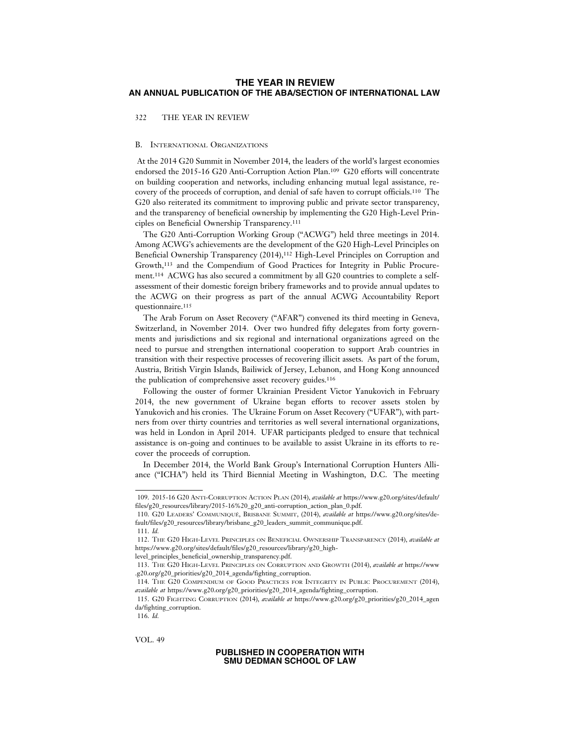## B. International Organizations

At the 2014 G20 Summit in November 2014, the leaders of the world's largest economies endorsed the 2015-16 G20 Anti-Corruption Action Plan.[109] G20 efforts will concentrate on building cooperation and networks, including enhancing mutual legal assistance, recovery of the proceeds of corruption, and denial of safe haven to corrupt officials.[110] The G20 also reiterated its commitment to improving public and private sector transparency, and the transparency of beneficial ownership by implementing the G20 High-Level Principles on Beneficial Ownership Transparency.[111]

The G20 Anti-Corruption Working Group ("ACWG") held three meetings in 2014. Among ACWG's achievements are the development of the G20 High-Level Principles on Beneficial Ownership Transparency (2014),[112] High-Level Principles on Corruption and Growth,[113] and the Compendium of Good Practices for Integrity in Public Procurement.[114] ACWG has also secured a commitment by all G20 countries to complete a self-assessment of their domestic foreign bribery frameworks and to provide annual updates to the ACWG on their progress as part of the annual ACWG Accountability Report questionnaire.[115]

The Arab Forum on Asset Recovery ("AFAR") convened its third meeting in Geneva, Switzerland, in November 2014. Over two hundred fifty delegates from forty governments and jurisdictions and six regional and international organizations agreed on the need to pursue and strengthen international cooperation to support Arab countries in transition with their respective processes of recovering illicit assets. As part of the forum, Austria, British Virgin Islands, Bailiwick of Jersey, Lebanon, and Hong Kong announced the publication of comprehensive asset recovery guides.[116]

Following the ouster of former Ukrainian President Victor Yanukovich in February 2014, the new government of Ukraine began efforts to recover assets stolen by Yanukovich and his cronies. The Ukraine Forum on Asset Recovery ("UFAR"), with partners from over thirty countries and territories as well several international organizations, was held in London in April 2014. UFAR participants pledged to ensure that technical assistance is on-going and continues to be available to assist Ukraine in its efforts to recover the proceeds of corruption.

In December 2014, the World Bank Group's International Corruption Hunters Alliance ("ICHA") held its Third Biennial Meeting in Washington, D.C. The meeting

---

109. 2015-16 G20 Anti-Corruption Action Plan (2014), *available at* https://www.g20.org/sites/default/files/g20_resources/library/2015-16%20_g20_anti-corruption_action_plan_0.pdf.

110. G20 Leaders' Communiqué, Brisbane Summit, (2014), *available at* https://www.g20.org/sites/default/files/g20_resources/library/brisbane_g20_leaders_summit_communique.pdf.

111. *Id.*

112. The G20 High-Level Principles on Beneficial Ownership Transparency (2014), *available at* https://www.g20.org/sites/default/files/g20_resources/library/g20_high-level_principles_beneficial_ownership_transparency.pdf.

113. The G20 High-Level Principles on Corruption and Growth (2014), *available at* https://www.g20.org/g20_priorities/g20_2014_agenda/fighting_corruption.

114. The G20 Compendium of Good Practices for Integrity in Public Procurement (2014), *available at* https://www.g20.org/g20_priorities/g20_2014_agenda/fighting_corruption.

115. G20 Fighting Corruption (2014), *available at* https://www.g20.org/g20_priorities/g20_2014_agenda/fighting_corruption.

116. *Id.*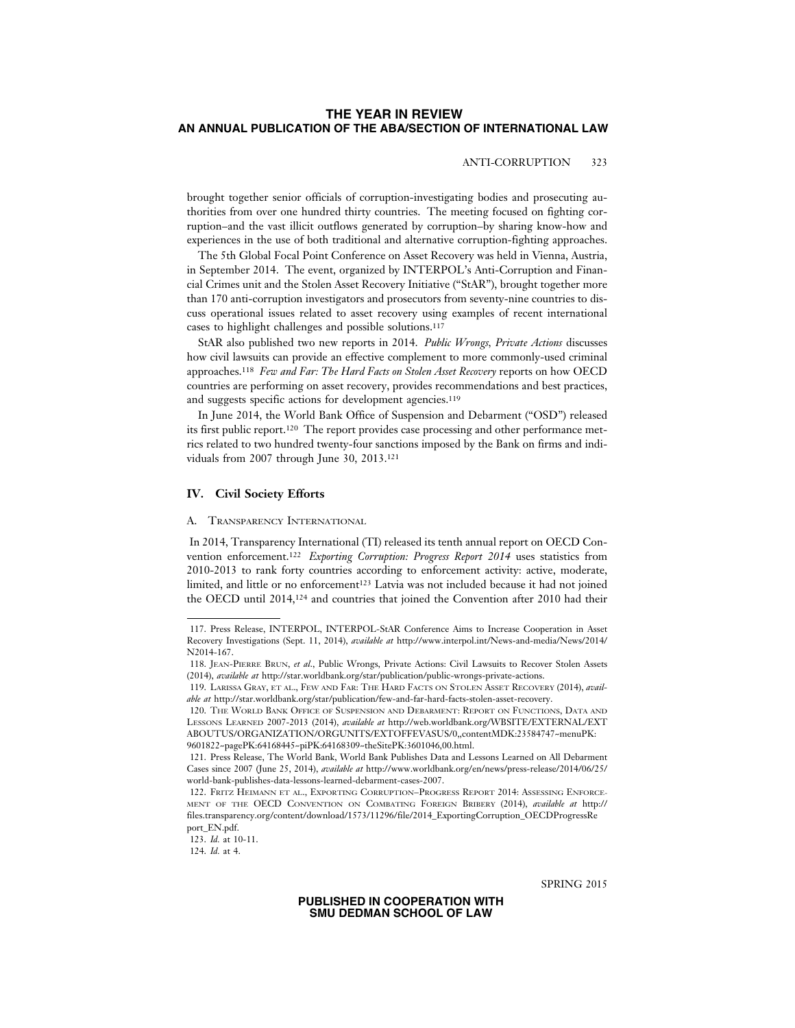brought together senior officials of corruption-investigating bodies and prosecuting authorities from over one hundred thirty countries. The meeting focused on fighting corruption–and the vast illicit outflows generated by corruption–by sharing know-how and experiences in the use of both traditional and alternative corruption-fighting approaches.

The 5th Global Focal Point Conference on Asset Recovery was held in Vienna, Austria, in September 2014. The event, organized by INTERPOL's Anti-Corruption and Financial Crimes unit and the Stolen Asset Recovery Initiative ("StAR"), brought together more than 170 anti-corruption investigators and prosecutors from seventy-nine countries to discuss operational issues related to asset recovery using examples of recent international cases to highlight challenges and possible solutions.[117]

StAR also published two new reports in 2014. *Public Wrongs, Private Actions* discusses how civil lawsuits can provide an effective complement to more commonly-used criminal approaches.[118] *Few and Far: The Hard Facts on Stolen Asset Recovery* reports on how OECD countries are performing on asset recovery, provides recommendations and best practices, and suggests specific actions for development agencies.[119]

In June 2014, the World Bank Office of Suspension and Debarment ("OSD") released its first public report.[120] The report provides case processing and other performance metrics related to two hundred twenty-four sanctions imposed by the Bank on firms and individuals from 2007 through June 30, 2013.[121]

## IV. Civil Society Efforts

### A. Transparency International

In 2014, Transparency International (TI) released its tenth annual report on OECD Convention enforcement.[122] *Exporting Corruption: Progress Report 2014* uses statistics from 2010-2013 to rank forty countries according to enforcement activity: active, moderate, limited, and little or no enforcement[123] Latvia was not included because it had not joined the OECD until 2014,[124] and countries that joined the Convention after 2010 had their

---

117. Press Release, INTERPOL, INTERPOL-StAR Conference Aims to Increase Cooperation in Asset Recovery Investigations (Sept. 11, 2014), *available at* http://www.interpol.int/News-and-media/News/2014/N2014-167.

118. Jean-Pierre Brun, *et al.*, Public Wrongs, Private Actions: Civil Lawsuits to Recover Stolen Assets (2014), *available at* http://star.worldbank.org/star/publication/public-wrongs-private-actions.

119. Larissa Gray, et al., Few and Far: The Hard Facts on Stolen Asset Recovery (2014), *available at* http://star.worldbank.org/star/publication/few-and-far-hard-facts-stolen-asset-recovery.

120. The World Bank Office of Suspension and Debarment: Report on Functions, Data and Lessons Learned 2007-2013 (2014), *available at* http://web.worldbank.org/WBSITE/EXTERNAL/EXTABOUTUS/ORGANIZATION/ORGUNITS/EXTOFFEVASUS/0,,contentMDK:23584747~menuPK:9601822~pagePK:64168445~piPK:64168309~theSitePK:3601046,00.html.

121. Press Release, The World Bank, World Bank Publishes Data and Lessons Learned on All Debarment Cases since 2007 (June 25, 2014), *available at* http://www.worldbank.org/en/news/press-release/2014/06/25/world-bank-publishes-data-lessons-learned-debarment-cases-2007.

122. Fritz Heimann et al., Exporting Corruption–Progress Report 2014: Assessing Enforcement of the OECD Convention on Combating Foreign Bribery (2014), *available at* http://files.transparency.org/content/download/1573/11296/file/2014_ExportingCorruption_OECDProgressReport_EN.pdf.

123. *Id.* at 10-11.

124. *Id.* at 4.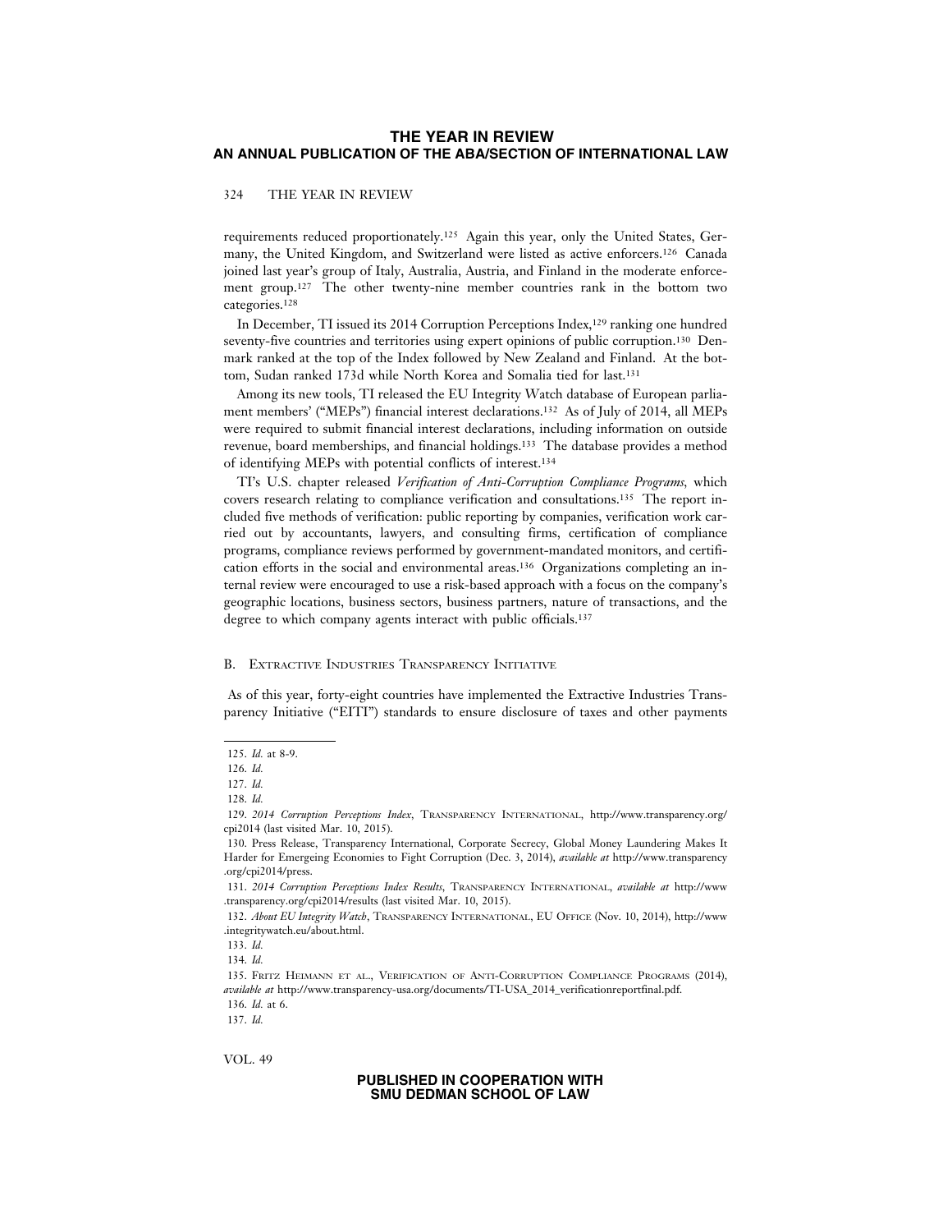requirements reduced proportionately.[125] Again this year, only the United States, Germany, the United Kingdom, and Switzerland were listed as active enforcers.[126] Canada joined last year's group of Italy, Australia, Austria, and Finland in the moderate enforcement group.[127] The other twenty-nine member countries rank in the bottom two categories.[128]

In December, TI issued its 2014 Corruption Perceptions Index,[129] ranking one hundred seventy-five countries and territories using expert opinions of public corruption.[130] Denmark ranked at the top of the Index followed by New Zealand and Finland. At the bottom, Sudan ranked 173d while North Korea and Somalia tied for last.[131]

Among its new tools, TI released the EU Integrity Watch database of European parliament members' ("MEPs") financial interest declarations.[132] As of July of 2014, all MEPs were required to submit financial interest declarations, including information on outside revenue, board memberships, and financial holdings.[133] The database provides a method of identifying MEPs with potential conflicts of interest.[134]

TI's U.S. chapter released *Verification of Anti-Corruption Compliance Programs*, which covers research relating to compliance verification and consultations.[135] The report included five methods of verification: public reporting by companies, verification work carried out by accountants, lawyers, and consulting firms, certification of compliance programs, compliance reviews performed by government-mandated monitors, and certification efforts in the social and environmental areas.[136] Organizations completing an internal review were encouraged to use a risk-based approach with a focus on the company's geographic locations, business sectors, business partners, nature of transactions, and the degree to which company agents interact with public officials.[137]

### B. Extractive Industries Transparency Initiative

As of this year, forty-eight countries have implemented the Extractive Industries Transparency Initiative ("EITI") standards to ensure disclosure of taxes and other payments

---

125. *Id.* at 8-9.

126. *Id.*

127. *Id.*

128. *Id.*

129. *2014 Corruption Perceptions Index*, Transparency International, http://www.transparency.org/cpi2014 (last visited Mar. 10, 2015).

130. Press Release, Transparency International, Corporate Secrecy, Global Money Laundering Makes It Harder for Emergeing Economies to Fight Corruption (Dec. 3, 2014), *available at* http://www.transparency.org/cpi2014/press.

131. *2014 Corruption Perceptions Index Results*, Transparency International, *available at* http://www.transparency.org/cpi2014/results (last visited Mar. 10, 2015).

132. *About EU Integrity Watch*, Transparency International, EU Office (Nov. 10, 2014), http://www.integritywatch.eu/about.html.

133. *Id.*

134. *Id.*

135. Fritz Heimann et al., Verification of Anti-Corruption Compliance Programs (2014), *available at* http://www.transparency-usa.org/documents/TI-USA_2014_verificationreportfinal.pdf.

136. *Id.* at 6.

137. *Id.*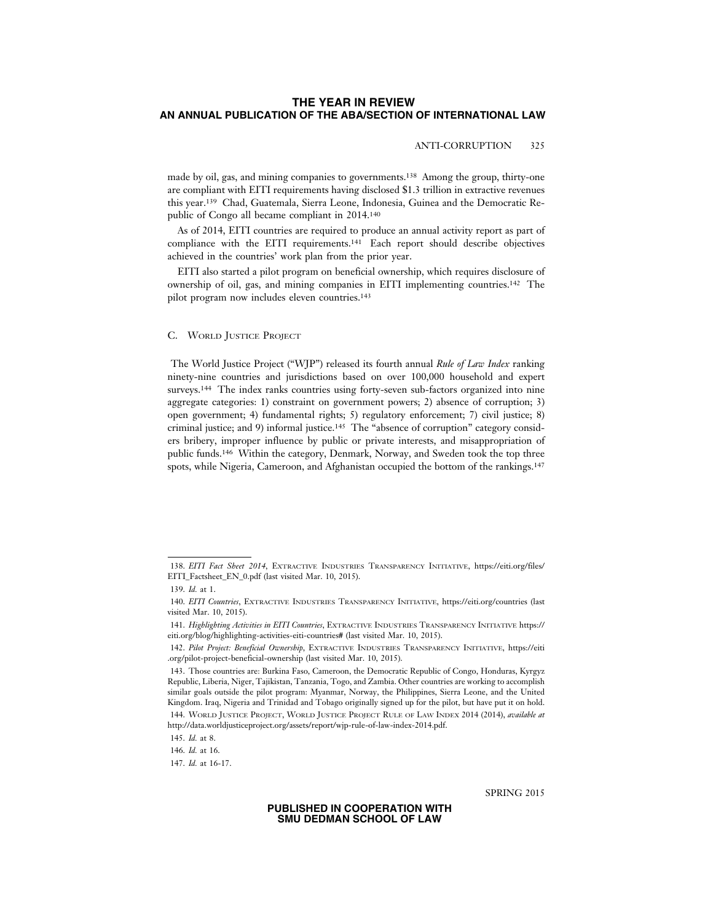made by oil, gas, and mining companies to governments.[138] Among the group, thirty-one are compliant with EITI requirements having disclosed $1.3 trillion in extractive revenues this year.[139] Chad, Guatemala, Sierra Leone, Indonesia, Guinea and the Democratic Republic of Congo all became compliant in 2014.[140]

As of 2014, EITI countries are required to produce an annual activity report as part of compliance with the EITI requirements.[141] Each report should describe objectives achieved in the countries' work plan from the prior year.

EITI also started a pilot program on beneficial ownership, which requires disclosure of ownership of oil, gas, and mining companies in EITI implementing countries.[142] The pilot program now includes eleven countries.[143]

### C. World Justice Project

The World Justice Project ("WJP") released its fourth annual *Rule of Law Index* ranking ninety-nine countries and jurisdictions based on over 100,000 household and expert surveys.[144] The index ranks countries using forty-seven sub-factors organized into nine aggregate categories: 1) constraint on government powers; 2) absence of corruption; 3) open government; 4) fundamental rights; 5) regulatory enforcement; 7) civil justice; 8) criminal justice; and 9) informal justice.[145] The "absence of corruption" category considers bribery, improper influence by public or private interests, and misappropriation of public funds.[146] Within the category, Denmark, Norway, and Sweden took the top three spots, while Nigeria, Cameroon, and Afghanistan occupied the bottom of the rankings.[147]

---

138. *EITI Fact Sheet 2014*, Extractive Industries Transparency Initiative, https://eiti.org/files/EITI_Factsheet_EN_0.pdf (last visited Mar. 10, 2015).

139. *Id.* at 1.

140. *EITI Countries*, Extractive Industries Transparency Initiative, https://eiti.org/countries (last visited Mar. 10, 2015).

141. *Highlighting Activities in EITI Countries*, Extractive Industries Transparency Initiative https://eiti.org/blog/highlighting-activities-eiti-countries# (last visited Mar. 10, 2015).

142. *Pilot Project: Beneficial Ownership*, Extractive Industries Transparency Initiative, https://eiti.org/pilot-project-beneficial-ownership (last visited Mar. 10, 2015).

143. Those countries are: Burkina Faso, Cameroon, the Democratic Republic of Congo, Honduras, Kyrgyz Republic, Liberia, Niger, Tajikistan, Tanzania, Togo, and Zambia. Other countries are working to accomplish similar goals outside the pilot program: Myanmar, Norway, the Philippines, Sierra Leone, and the United Kingdom. Iraq, Nigeria and Trinidad and Tobago originally signed up for the pilot, but have put it on hold.

144. World Justice Project, World Justice Project Rule of Law Index 2014 (2014), *available at* http://data.worldjusticeproject.org/assets/report/wjp-rule-of-law-index-2014.pdf.

145. *Id.* at 8.

146. *Id.* at 16.

147. *Id.* at 16-17.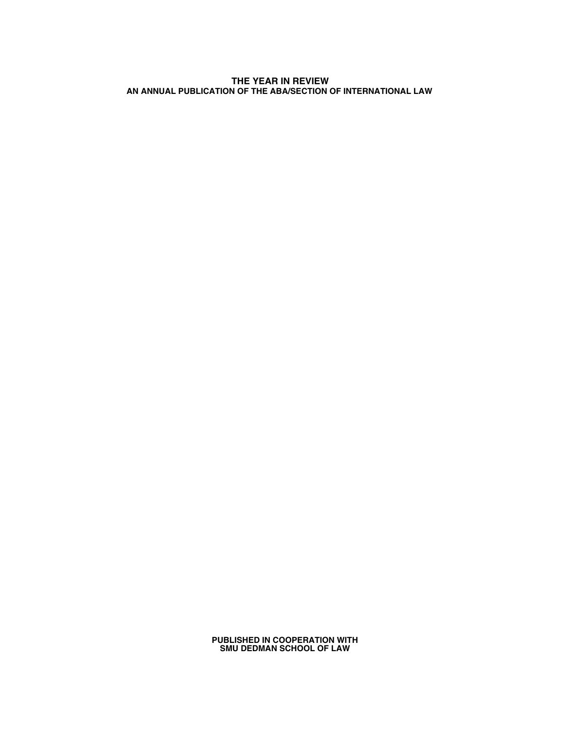**THE YEAR IN REVIEW**
**AN ANNUAL PUBLICATION OF THE ABA/SECTION OF INTERNATIONAL LAW**

**PUBLISHED IN COOPERATION WITH**
**SMU DEDMAN SCHOOL OF LAW**